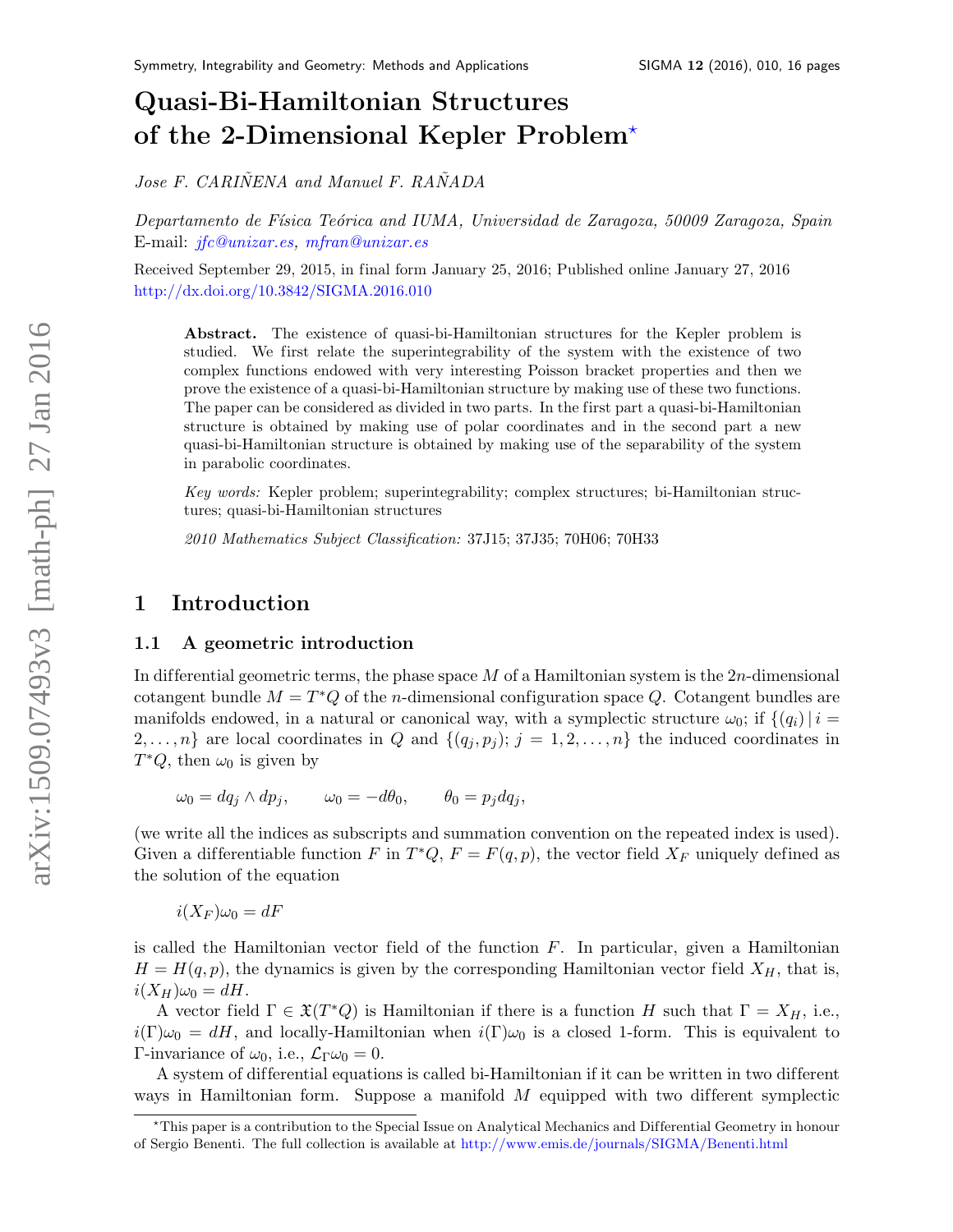# Quasi-Bi-Hamiltonian Structures of the 2-Dimensional Kepler Problem*

*Jose F. CARIÑENA and Manuel F. RAÑADA*

*Departamento de Física Teórica and IUMA, Universidad de Zaragoza, 50009 Zaragoza, Spain*
E-mail: jfc@unizar.es, mfran@unizar.es

Received September 29, 2015, in final form January 25, 2016; Published online January 27, 2016
http://dx.doi.org/10.3842/SIGMA.2016.010

**Abstract.** The existence of quasi-bi-Hamiltonian structures for the Kepler problem is studied. We first relate the superintegrability of the system with the existence of two complex functions endowed with very interesting Poisson bracket properties and then we prove the existence of a quasi-bi-Hamiltonian structure by making use of these two functions. The paper can be considered as divided in two parts. In the first part a quasi-bi-Hamiltonian structure is obtained by making use of polar coordinates and in the second part a new quasi-bi-Hamiltonian structure is obtained by making use of the separability of the system in parabolic coordinates.

*Key words:* Kepler problem; superintegrability; complex structures; bi-Hamiltonian structures; quasi-bi-Hamiltonian structures

*2010 Mathematics Subject Classification:* 37J15; 37J35; 70H06; 70H33

## 1 Introduction

### 1.1 A geometric introduction

In differential geometric terms, the phase space $M$ of a Hamiltonian system is the $2n$-dimensional cotangent bundle $M = T^*Q$ of the $n$-dimensional configuration space $Q$. Cotangent bundles are manifolds endowed, in a natural or canonical way, with a symplectic structure $\omega_0$; if $\{(q_i)\,|\,i = 2,\dots,n\}$ are local coordinates in $Q$ and $\{(q_j,p_j);\ j = 1,2,\dots,n\}$ the induced coordinates in $T^*Q$, then $\omega_0$ is given by

$$\omega_0 = dq_j \wedge dp_j, \qquad \omega_0 = -d\theta_0, \qquad \theta_0 = p_j dq_j,$$

(we write all the indices as subscripts and summation convention on the repeated index is used). Given a differentiable function $F$ in $T^*Q$, $F = F(q,p)$, the vector field $X_F$ uniquely defined as the solution of the equation

$$i(X_F)\omega_0 = dF$$

is called the Hamiltonian vector field of the function $F$. In particular, given a Hamiltonian $H = H(q,p)$, the dynamics is given by the corresponding Hamiltonian vector field $X_H$, that is, $i(X_H)\omega_0 = dH$.

A vector field $\Gamma \in \mathfrak{X}(T^*Q)$ is Hamiltonian if there is a function $H$ such that $\Gamma = X_H$, i.e., $i(\Gamma)\omega_0 = dH$, and locally-Hamiltonian when $i(\Gamma)\omega_0$ is a closed 1-form. This is equivalent to $\Gamma$-invariance of $\omega_0$, i.e., $\mathcal{L}_\Gamma\omega_0 = 0$.

A system of differential equations is called bi-Hamiltonian if it can be written in two different ways in Hamiltonian form. Suppose a manifold $M$ equipped with two different symplectic

---

*This paper is a contribution to the Special Issue on Analytical Mechanics and Differential Geometry in honour of Sergio Benenti. The full collection is available at http://www.emis.de/journals/SIGMA/Benenti.html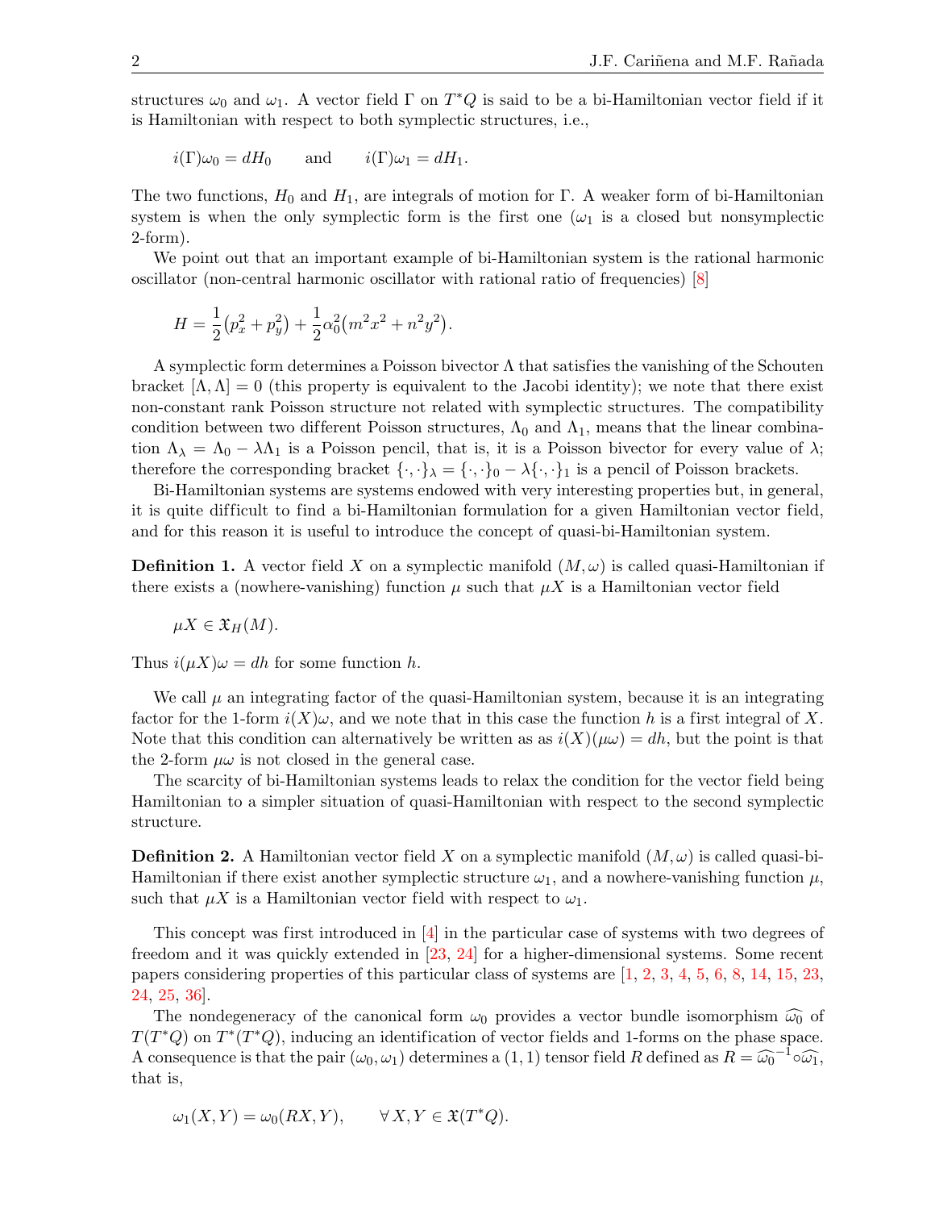structures $\omega_0$ and $\omega_1$. A vector field $\Gamma$ on $T^*Q$ is said to be a bi-Hamiltonian vector field if it is Hamiltonian with respect to both symplectic structures, i.e.,

$$i(\Gamma)\omega_0 = dH_0 \qquad \text{and} \qquad i(\Gamma)\omega_1 = dH_1.$$

The two functions, $H_0$ and $H_1$, are integrals of motion for $\Gamma$. A weaker form of bi-Hamiltonian system is when the only symplectic form is the first one ($\omega_1$ is a closed but nonsymplectic 2-form).

We point out that an important example of bi-Hamiltonian system is the rational harmonic oscillator (non-central harmonic oscillator with rational ratio of frequencies) [8]

$$H = \frac{1}{2}\big(p_x^2 + p_y^2\big) + \frac{1}{2}\alpha_0^2\big(m^2x^2 + n^2y^2\big).$$

A symplectic form determines a Poisson bivector $\Lambda$ that satisfies the vanishing of the Schouten bracket $[\Lambda, \Lambda] = 0$ (this property is equivalent to the Jacobi identity); we note that there exist non-constant rank Poisson structure not related with symplectic structures. The compatibility condition between two different Poisson structures, $\Lambda_0$ and $\Lambda_1$, means that the linear combination $\Lambda_\lambda = \Lambda_0 - \lambda\Lambda_1$ is a Poisson pencil, that is, it is a Poisson bivector for every value of $\lambda$; therefore the corresponding bracket $\{\cdot,\cdot\}_\lambda = \{\cdot,\cdot\}_0 - \lambda\{\cdot,\cdot\}_1$ is a pencil of Poisson brackets.

Bi-Hamiltonian systems are systems endowed with very interesting properties but, in general, it is quite difficult to find a bi-Hamiltonian formulation for a given Hamiltonian vector field, and for this reason it is useful to introduce the concept of quasi-bi-Hamiltonian system.

**Definition 1.** A vector field $X$ on a symplectic manifold $(M, \omega)$ is called quasi-Hamiltonian if there exists a (nowhere-vanishing) function $\mu$ such that $\mu X$ is a Hamiltonian vector field

$$\mu X \in \mathfrak{X}_H(M).$$

Thus $i(\mu X)\omega = dh$ for some function $h$.

We call $\mu$ an integrating factor of the quasi-Hamiltonian system, because it is an integrating factor for the 1-form $i(X)\omega$, and we note that in this case the function $h$ is a first integral of $X$. Note that this condition can alternatively be written as as $i(X)(\mu\omega) = dh$, but the point is that the 2-form $\mu\omega$ is not closed in the general case.

The scarcity of bi-Hamiltonian systems leads to relax the condition for the vector field being Hamiltonian to a simpler situation of quasi-Hamiltonian with respect to the second symplectic structure.

**Definition 2.** A Hamiltonian vector field $X$ on a symplectic manifold $(M, \omega)$ is called quasi-bi-Hamiltonian if there exist another symplectic structure $\omega_1$, and a nowhere-vanishing function $\mu$, such that $\mu X$ is a Hamiltonian vector field with respect to $\omega_1$.

This concept was first introduced in [4] in the particular case of systems with two degrees of freedom and it was quickly extended in [23, 24] for a higher-dimensional systems. Some recent papers considering properties of this particular class of systems are [1, 2, 3, 4, 5, 6, 8, 14, 15, 23, 24, 25, 36].

The nondegeneracy of the canonical form $\omega_0$ provides a vector bundle isomorphism $\widehat{\omega_0}$ of $T(T^*Q)$ on $T^*(T^*Q)$, inducing an identification of vector fields and 1-forms on the phase space. A consequence is that the pair $(\omega_0, \omega_1)$ determines a $(1,1)$ tensor field $R$ defined as $R = \widehat{\omega_0}^{-1} \circ \widehat{\omega_1}$, that is,

$$\omega_1(X, Y) = \omega_0(RX, Y), \qquad \forall\, X, Y \in \mathfrak{X}(T^*Q).$$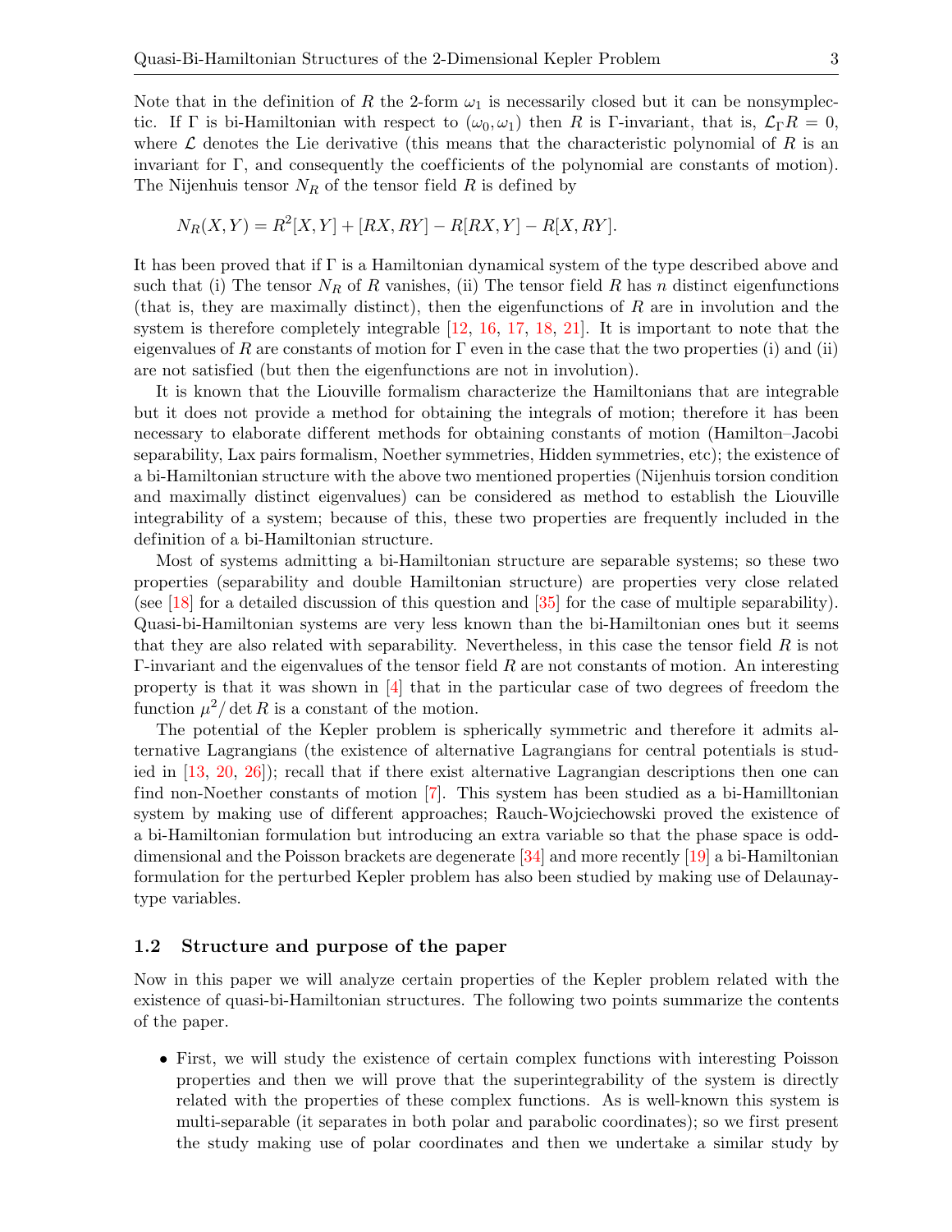Note that in the definition of $R$ the 2-form $\omega_1$ is necessarily closed but it can be nonsymplectic. If $\Gamma$ is bi-Hamiltonian with respect to $(\omega_0, \omega_1)$ then $R$ is $\Gamma$-invariant, that is, $\mathcal{L}_\Gamma R = 0$, where $\mathcal{L}$ denotes the Lie derivative (this means that the characteristic polynomial of $R$ is an invariant for $\Gamma$, and consequently the coefficients of the polynomial are constants of motion). The Nijenhuis tensor $N_R$ of the tensor field $R$ is defined by

$$N_R(X,Y) = R^2[X,Y] + [RX,RY] - R[RX,Y] - R[X,RY].$$

It has been proved that if $\Gamma$ is a Hamiltonian dynamical system of the type described above and such that (i) The tensor $N_R$ of $R$ vanishes, (ii) The tensor field $R$ has $n$ distinct eigenfunctions (that is, they are maximally distinct), then the eigenfunctions of $R$ are in involution and the system is therefore completely integrable [12, 16, 17, 18, 21]. It is important to note that the eigenvalues of $R$ are constants of motion for $\Gamma$ even in the case that the two properties (i) and (ii) are not satisfied (but then the eigenfunctions are not in involution).

It is known that the Liouville formalism characterize the Hamiltonians that are integrable but it does not provide a method for obtaining the integrals of motion; therefore it has been necessary to elaborate different methods for obtaining constants of motion (Hamilton–Jacobi separability, Lax pairs formalism, Noether symmetries, Hidden symmetries, etc); the existence of a bi-Hamiltonian structure with the above two mentioned properties (Nijenhuis torsion condition and maximally distinct eigenvalues) can be considered as method to establish the Liouville integrability of a system; because of this, these two properties are frequently included in the definition of a bi-Hamiltonian structure.

Most of systems admitting a bi-Hamiltonian structure are separable systems; so these two properties (separability and double Hamiltonian structure) are properties very close related (see [18] for a detailed discussion of this question and [35] for the case of multiple separability). Quasi-bi-Hamiltonian systems are very less known than the bi-Hamiltonian ones but it seems that they are also related with separability. Nevertheless, in this case the tensor field $R$ is not $\Gamma$-invariant and the eigenvalues of the tensor field $R$ are not constants of motion. An interesting property is that it was shown in [4] that in the particular case of two degrees of freedom the function $\mu^2/\det R$ is a constant of the motion.

The potential of the Kepler problem is spherically symmetric and therefore it admits alternative Lagrangians (the existence of alternative Lagrangians for central potentials is studied in [13, 20, 26]); recall that if there exist alternative Lagrangian descriptions then one can find non-Noether constants of motion [7]. This system has been studied as a bi-Hamilltonian system by making use of different approaches; Rauch-Wojciechowski proved the existence of a bi-Hamiltonian formulation but introducing an extra variable so that the phase space is odd-dimensional and the Poisson brackets are degenerate [34] and more recently [19] a bi-Hamiltonian formulation for the perturbed Kepler problem has also been studied by making use of Delaunay-type variables.

### 1.2 Structure and purpose of the paper

Now in this paper we will analyze certain properties of the Kepler problem related with the existence of quasi-bi-Hamiltonian structures. The following two points summarize the contents of the paper.

- First, we will study the existence of certain complex functions with interesting Poisson properties and then we will prove that the superintegrability of the system is directly related with the properties of these complex functions. As is well-known this system is multi-separable (it separates in both polar and parabolic coordinates); so we first present the study making use of polar coordinates and then we undertake a similar study by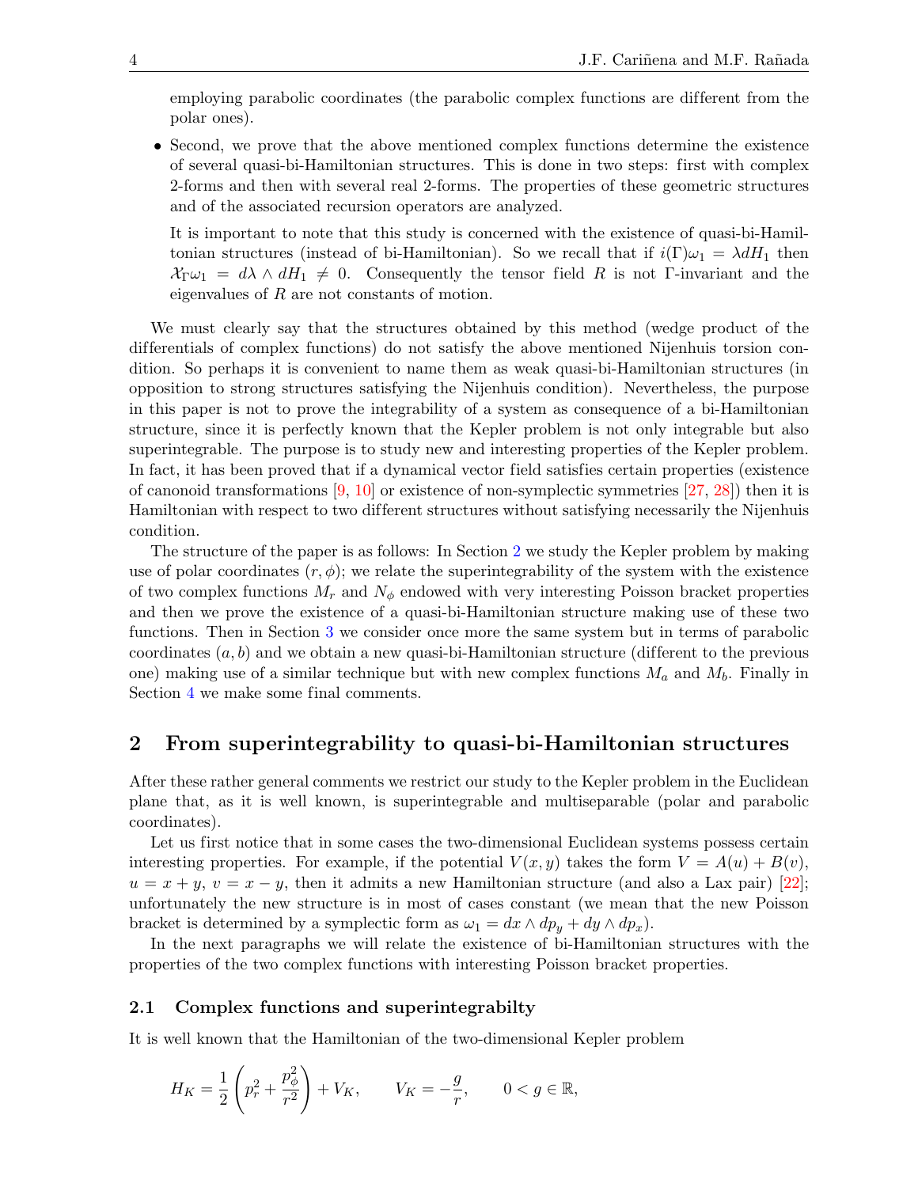employing parabolic coordinates (the parabolic complex functions are different from the polar ones).

- Second, we prove that the above mentioned complex functions determine the existence of several quasi-bi-Hamiltonian structures. This is done in two steps: first with complex 2-forms and then with several real 2-forms. The properties of these geometric structures and of the associated recursion operators are analyzed.

  It is important to note that this study is concerned with the existence of quasi-bi-Hamiltonian structures (instead of bi-Hamiltonian). So we recall that if $i(\Gamma)\omega_1 = \lambda dH_1$ then $\mathcal{X}_\Gamma \omega_1 = d\lambda \wedge dH_1 \neq 0$. Consequently the tensor field $R$ is not $\Gamma$-invariant and the eigenvalues of $R$ are not constants of motion.

We must clearly say that the structures obtained by this method (wedge product of the differentials of complex functions) do not satisfy the above mentioned Nijenhuis torsion condition. So perhaps it is convenient to name them as weak quasi-bi-Hamiltonian structures (in opposition to strong structures satisfying the Nijenhuis condition). Nevertheless, the purpose in this paper is not to prove the integrability of a system as consequence of a bi-Hamiltonian structure, since it is perfectly known that the Kepler problem is not only integrable but also superintegrable. The purpose is to study new and interesting properties of the Kepler problem. In fact, it has been proved that if a dynamical vector field satisfies certain properties (existence of canonoid transformations [9, 10] or existence of non-symplectic symmetries [27, 28]) then it is Hamiltonian with respect to two different structures without satisfying necessarily the Nijenhuis condition.

The structure of the paper is as follows: In Section 2 we study the Kepler problem by making use of polar coordinates $(r, \phi)$; we relate the superintegrability of the system with the existence of two complex functions $M_r$ and $N_\phi$ endowed with very interesting Poisson bracket properties and then we prove the existence of a quasi-bi-Hamiltonian structure making use of these two functions. Then in Section 3 we consider once more the same system but in terms of parabolic coordinates $(a, b)$ and we obtain a new quasi-bi-Hamiltonian structure (different to the previous one) making use of a similar technique but with new complex functions $M_a$ and $M_b$. Finally in Section 4 we make some final comments.

## 2 From superintegrability to quasi-bi-Hamiltonian structures

After these rather general comments we restrict our study to the Kepler problem in the Euclidean plane that, as it is well known, is superintegrable and multiseparable (polar and parabolic coordinates).

Let us first notice that in some cases the two-dimensional Euclidean systems possess certain interesting properties. For example, if the potential $V(x, y)$ takes the form $V = A(u) + B(v)$, $u = x + y$, $v = x - y$, then it admits a new Hamiltonian structure (and also a Lax pair) [22]; unfortunately the new structure is in most of cases constant (we mean that the new Poisson bracket is determined by a symplectic form as $\omega_1 = dx \wedge dp_y + dy \wedge dp_x$).

In the next paragraphs we will relate the existence of bi-Hamiltonian structures with the properties of the two complex functions with interesting Poisson bracket properties.

### 2.1 Complex functions and superintegrabilty

It is well known that the Hamiltonian of the two-dimensional Kepler problem

$$H_K = \frac{1}{2}\left(p_r^2 + \frac{p_\phi^2}{r^2}\right) + V_K, \qquad V_K = -\frac{g}{r}, \qquad 0 < g \in \mathbb{R},$$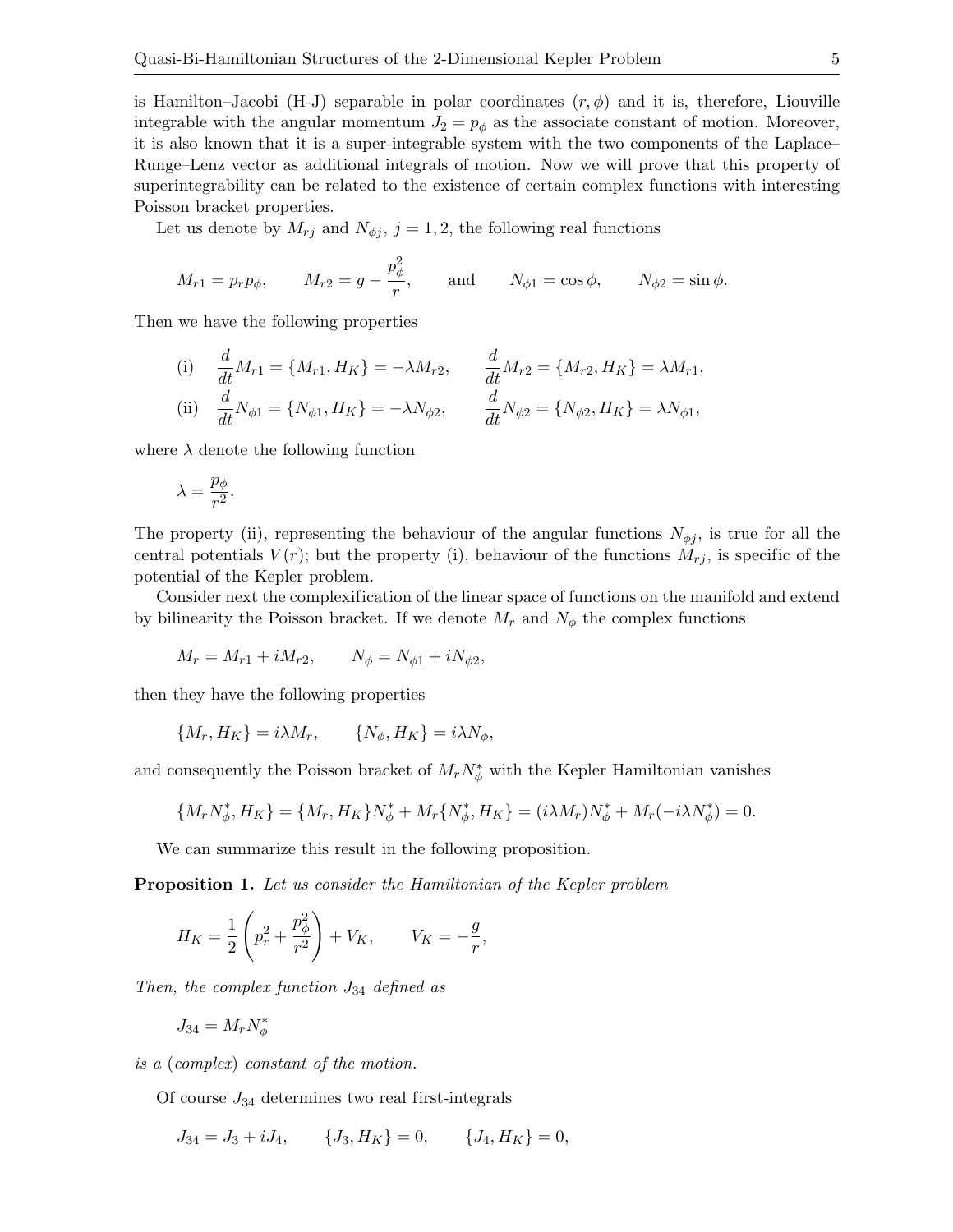is Hamilton–Jacobi (H-J) separable in polar coordinates $(r, \phi)$ and it is, therefore, Liouville integrable with the angular momentum $J_2 = p_\phi$ as the associate constant of motion. Moreover, it is also known that it is a super-integrable system with the two components of the Laplace–Runge–Lenz vector as additional integrals of motion. Now we will prove that this property of superintegrability can be related to the existence of certain complex functions with interesting Poisson bracket properties.

Let us denote by $M_{rj}$ and $N_{\phi j}$, $j = 1, 2$, the following real functions

$$M_{r1} = p_r p_\phi, \qquad M_{r2} = g - \frac{p_\phi^2}{r}, \qquad \text{and} \qquad N_{\phi 1} = \cos\phi, \qquad N_{\phi 2} = \sin\phi.$$

Then we have the following properties

$$\text{(i)} \quad \frac{d}{dt} M_{r1} = \{M_{r1}, H_K\} = -\lambda M_{r2}, \qquad \frac{d}{dt} M_{r2} = \{M_{r2}, H_K\} = \lambda M_{r1},$$

$$\text{(ii)} \quad \frac{d}{dt} N_{\phi 1} = \{N_{\phi 1}, H_K\} = -\lambda N_{\phi 2}, \qquad \frac{d}{dt} N_{\phi 2} = \{N_{\phi 2}, H_K\} = \lambda N_{\phi 1},$$

where $\lambda$ denote the following function

$$\lambda = \frac{p_\phi}{r^2}.$$

The property (ii), representing the behaviour of the angular functions $N_{\phi j}$, is true for all the central potentials $V(r)$; but the property (i), behaviour of the functions $M_{rj}$, is specific of the potential of the Kepler problem.

Consider next the complexification of the linear space of functions on the manifold and extend by bilinearity the Poisson bracket. If we denote $M_r$ and $N_\phi$ the complex functions

$$M_r = M_{r1} + iM_{r2}, \qquad N_\phi = N_{\phi 1} + iN_{\phi 2},$$

then they have the following properties

$$\{M_r, H_K\} = i\lambda M_r, \qquad \{N_\phi, H_K\} = i\lambda N_\phi,$$

and consequently the Poisson bracket of $M_r N_\phi^*$ with the Kepler Hamiltonian vanishes

$$\{M_r N_\phi^*, H_K\} = \{M_r, H_K\} N_\phi^* + M_r \{N_\phi^*, H_K\} = (i\lambda M_r) N_\phi^* + M_r(-i\lambda N_\phi^*) = 0.$$

We can summarize this result in the following proposition.

**Proposition 1.** *Let us consider the Hamiltonian of the Kepler problem*

$$H_K = \frac{1}{2}\left(p_r^2 + \frac{p_\phi^2}{r^2}\right) + V_K, \qquad V_K = -\frac{g}{r},$$

*Then, the complex function $J_{34}$ defined as*

$$J_{34} = M_r N_\phi^*$$

*is a (complex) constant of the motion.*

Of course $J_{34}$ determines two real first-integrals

$$J_{34} = J_3 + iJ_4, \qquad \{J_3, H_K\} = 0, \qquad \{J_4, H_K\} = 0,$$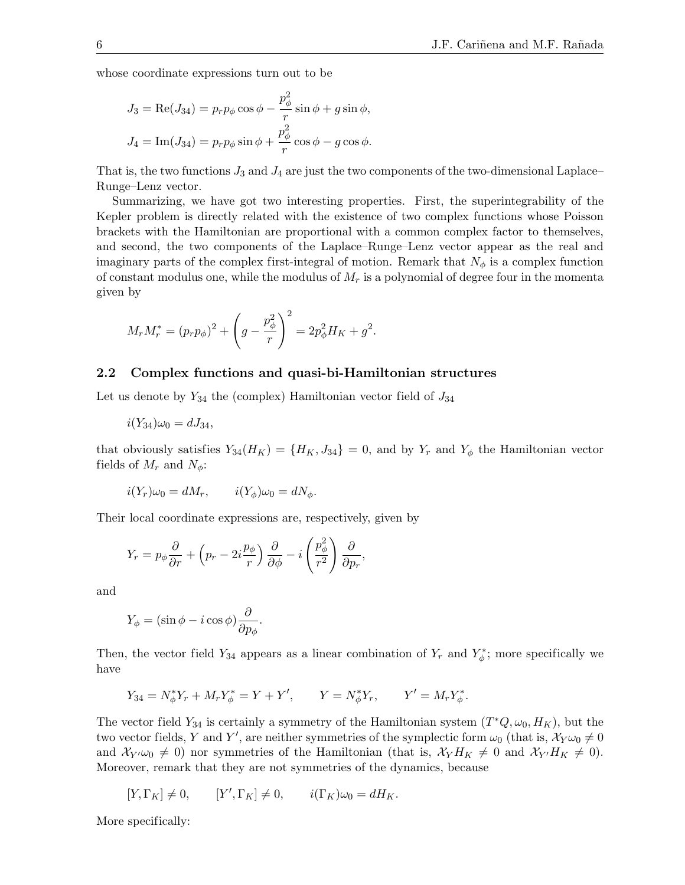whose coordinate expressions turn out to be

$$
\begin{aligned}
J_3 &= \mathrm{Re}(J_{34}) = p_r p_\phi \cos\phi - \frac{p_\phi^2}{r}\sin\phi + g\sin\phi, \\
J_4 &= \mathrm{Im}(J_{34}) = p_r p_\phi \sin\phi + \frac{p_\phi^2}{r}\cos\phi - g\cos\phi.
\end{aligned}
$$

That is, the two functions $J_3$ and $J_4$ are just the two components of the two-dimensional Laplace–Runge–Lenz vector.

Summarizing, we have got two interesting properties. First, the superintegrability of the Kepler problem is directly related with the existence of two complex functions whose Poisson brackets with the Hamiltonian are proportional with a common complex factor to themselves, and second, the two components of the Laplace–Runge–Lenz vector appear as the real and imaginary parts of the complex first-integral of motion. Remark that $N_\phi$ is a complex function of constant modulus one, while the modulus of $M_r$ is a polynomial of degree four in the momenta given by

$$
M_r M_r^* = (p_r p_\phi)^2 + \left(g - \frac{p_\phi^2}{r}\right)^2 = 2p_\phi^2 H_K + g^2.
$$

## 2.2 Complex functions and quasi-bi-Hamiltonian structures

Let us denote by $Y_{34}$ the (complex) Hamiltonian vector field of $J_{34}$

$$
i(Y_{34})\omega_0 = dJ_{34},
$$

that obviously satisfies $Y_{34}(H_K) = \{H_K, J_{34}\} = 0$, and by $Y_r$ and $Y_\phi$ the Hamiltonian vector fields of $M_r$ and $N_\phi$:

$$
i(Y_r)\omega_0 = dM_r, \qquad i(Y_\phi)\omega_0 = dN_\phi.
$$

Their local coordinate expressions are, respectively, given by

$$
Y_r = p_\phi \frac{\partial}{\partial r} + \left(p_r - 2i\frac{p_\phi}{r}\right)\frac{\partial}{\partial \phi} - i\left(\frac{p_\phi^2}{r^2}\right)\frac{\partial}{\partial p_r},
$$

and

$$
Y_\phi = (\sin\phi - i\cos\phi)\frac{\partial}{\partial p_\phi}.
$$

Then, the vector field $Y_{34}$ appears as a linear combination of $Y_r$ and $Y_\phi^*$; more specifically we have

$$
Y_{34} = N_\phi^* Y_r + M_r Y_\phi^* = Y + Y', \qquad Y = N_\phi^* Y_r, \qquad Y' = M_r Y_\phi^*.
$$

The vector field $Y_{34}$ is certainly a symmetry of the Hamiltonian system $(T^*Q, \omega_0, H_K)$, but the two vector fields, $Y$ and $Y'$, are neither symmetries of the symplectic form $\omega_0$ (that is, $\mathcal{X}_Y \omega_0 \neq 0$ and $\mathcal{X}_{Y'}\omega_0 \neq 0$) nor symmetries of the Hamiltonian (that is, $\mathcal{X}_Y H_K \neq 0$ and $\mathcal{X}_{Y'} H_K \neq 0$). Moreover, remark that they are not symmetries of the dynamics, because

$$
[Y, \Gamma_K] \neq 0, \qquad [Y', \Gamma_K] \neq 0, \qquad i(\Gamma_K)\omega_0 = dH_K.
$$

More specifically: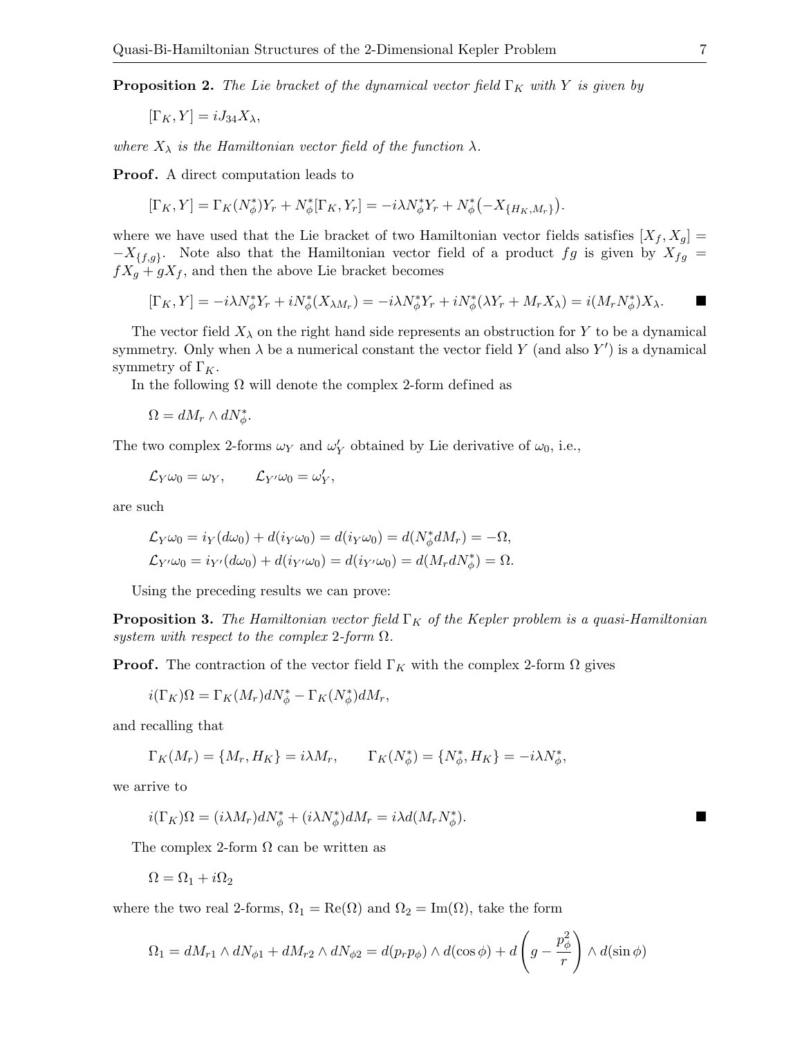**Proposition 2.** *The Lie bracket of the dynamical vector field $\Gamma_K$ with $Y$ is given by*

$$[\Gamma_K, Y] = iJ_{34}X_\lambda,$$

*where $X_\lambda$ is the Hamiltonian vector field of the function $\lambda$.*

**Proof.** A direct computation leads to

$$[\Gamma_K, Y] = \Gamma_K(N_\phi^*)Y_r + N_\phi^*[\Gamma_K, Y_r] = -i\lambda N_\phi^* Y_r + N_\phi^*\big(-X_{\{H_K,M_r\}}\big).$$

where we have used that the Lie bracket of two Hamiltonian vector fields satisfies $[X_f, X_g] = -X_{\{f,g\}}$. Note also that the Hamiltonian vector field of a product $fg$ is given by $X_{fg} = fX_g + gX_f$, and then the above Lie bracket becomes

$$[\Gamma_K, Y] = -i\lambda N_\phi^* Y_r + iN_\phi^*(X_{\lambda M_r}) = -i\lambda N_\phi^* Y_r + iN_\phi^*(\lambda Y_r + M_r X_\lambda) = i(M_r N_\phi^*)X_\lambda. \qquad \blacksquare$$

The vector field $X_\lambda$ on the right hand side represents an obstruction for $Y$ to be a dynamical symmetry. Only when $\lambda$ be a numerical constant the vector field $Y$ (and also $Y'$) is a dynamical symmetry of $\Gamma_K$.

In the following $\Omega$ will denote the complex 2-form defined as

$$\Omega = dM_r \wedge dN_\phi^*.$$

The two complex 2-forms $\omega_Y$ and $\omega_Y'$ obtained by Lie derivative of $\omega_0$, i.e.,

$$\mathcal{L}_Y \omega_0 = \omega_Y, \qquad \mathcal{L}_{Y'}\omega_0 = \omega_Y',$$

are such

$$\mathcal{L}_Y \omega_0 = i_Y(d\omega_0) + d(i_Y\omega_0) = d(i_Y\omega_0) = d(N_\phi^* dM_r) = -\Omega,$$
$$\mathcal{L}_{Y'}\omega_0 = i_{Y'}(d\omega_0) + d(i_{Y'}\omega_0) = d(i_{Y'}\omega_0) = d(M_r dN_\phi^*) = \Omega.$$

Using the preceding results we can prove:

**Proposition 3.** *The Hamiltonian vector field $\Gamma_K$ of the Kepler problem is a quasi-Hamiltonian system with respect to the complex 2-form $\Omega$.*

**Proof.** The contraction of the vector field $\Gamma_K$ with the complex 2-form $\Omega$ gives

$$i(\Gamma_K)\Omega = \Gamma_K(M_r)dN_\phi^* - \Gamma_K(N_\phi^*)dM_r,$$

and recalling that

$$\Gamma_K(M_r) = \{M_r, H_K\} = i\lambda M_r, \qquad \Gamma_K(N_\phi^*) = \{N_\phi^*, H_K\} = -i\lambda N_\phi^*,$$

we arrive to

$$i(\Gamma_K)\Omega = (i\lambda M_r)dN_\phi^* + (i\lambda N_\phi^*)dM_r = i\lambda d(M_r N_\phi^*). \qquad \blacksquare$$

The complex 2-form $\Omega$ can be written as

$$\Omega = \Omega_1 + i\Omega_2$$

where the two real 2-forms, $\Omega_1 = \mathrm{Re}(\Omega)$ and $\Omega_2 = \mathrm{Im}(\Omega)$, take the form

$$\Omega_1 = dM_{r1} \wedge dN_{\phi 1} + dM_{r2} \wedge dN_{\phi 2} = d(p_r p_\phi) \wedge d(\cos\phi) + d\left(g - \frac{p_\phi^2}{r}\right) \wedge d(\sin\phi)$$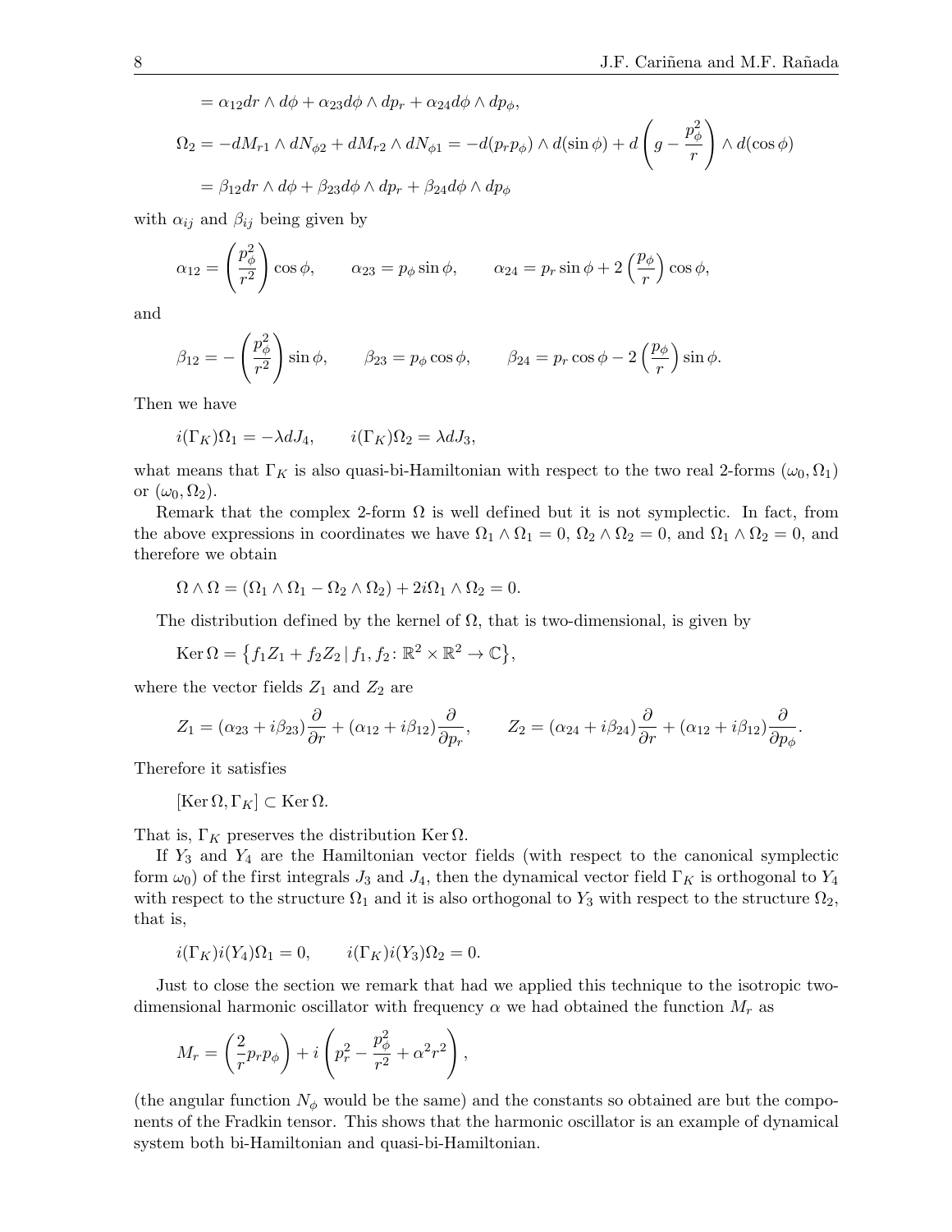$$= \alpha_{12} dr \wedge d\phi + \alpha_{23} d\phi \wedge dp_r + \alpha_{24} d\phi \wedge dp_\phi,$$

$$\Omega_2 = -dM_{r1} \wedge dN_{\phi 2} + dM_{r2} \wedge dN_{\phi 1} = -d(p_r p_\phi) \wedge d(\sin\phi) + d\left(g - \frac{p_\phi^2}{r}\right) \wedge d(\cos\phi)$$

$$= \beta_{12} dr \wedge d\phi + \beta_{23} d\phi \wedge dp_r + \beta_{24} d\phi \wedge dp_\phi$$

with $\alpha_{ij}$ and $\beta_{ij}$ being given by

$$\alpha_{12} = \left(\frac{p_\phi^2}{r^2}\right)\cos\phi, \qquad \alpha_{23} = p_\phi \sin\phi, \qquad \alpha_{24} = p_r \sin\phi + 2\left(\frac{p_\phi}{r}\right)\cos\phi,$$

and

$$\beta_{12} = -\left(\frac{p_\phi^2}{r^2}\right)\sin\phi, \qquad \beta_{23} = p_\phi \cos\phi, \qquad \beta_{24} = p_r \cos\phi - 2\left(\frac{p_\phi}{r}\right)\sin\phi.$$

Then we have

$$i(\Gamma_K)\Omega_1 = -\lambda dJ_4, \qquad i(\Gamma_K)\Omega_2 = \lambda dJ_3,$$

what means that $\Gamma_K$ is also quasi-bi-Hamiltonian with respect to the two real 2-forms $(\omega_0, \Omega_1)$ or $(\omega_0, \Omega_2)$.

Remark that the complex 2-form $\Omega$ is well defined but it is not symplectic. In fact, from the above expressions in coordinates we have $\Omega_1 \wedge \Omega_1 = 0$, $\Omega_2 \wedge \Omega_2 = 0$, and $\Omega_1 \wedge \Omega_2 = 0$, and therefore we obtain

$$\Omega \wedge \Omega = (\Omega_1 \wedge \Omega_1 - \Omega_2 \wedge \Omega_2) + 2i\Omega_1 \wedge \Omega_2 = 0.$$

The distribution defined by the kernel of $\Omega$, that is two-dimensional, is given by

$$\operatorname{Ker}\Omega = \left\{ f_1 Z_1 + f_2 Z_2 \,|\, f_1, f_2 \colon \mathbb{R}^2 \times \mathbb{R}^2 \to \mathbb{C} \right\},$$

where the vector fields $Z_1$ and $Z_2$ are

$$Z_1 = (\alpha_{23} + i\beta_{23})\frac{\partial}{\partial r} + (\alpha_{12} + i\beta_{12})\frac{\partial}{\partial p_r}, \qquad Z_2 = (\alpha_{24} + i\beta_{24})\frac{\partial}{\partial r} + (\alpha_{12} + i\beta_{12})\frac{\partial}{\partial p_\phi}.$$

Therefore it satisfies

$$[\operatorname{Ker}\Omega, \Gamma_K] \subset \operatorname{Ker}\Omega.$$

That is, $\Gamma_K$ preserves the distribution $\operatorname{Ker}\Omega$.

If $Y_3$ and $Y_4$ are the Hamiltonian vector fields (with respect to the canonical symplectic form $\omega_0$) of the first integrals $J_3$ and $J_4$, then the dynamical vector field $\Gamma_K$ is orthogonal to $Y_4$ with respect to the structure $\Omega_1$ and it is also orthogonal to $Y_3$ with respect to the structure $\Omega_2$, that is,

$$i(\Gamma_K)i(Y_4)\Omega_1 = 0, \qquad i(\Gamma_K)i(Y_3)\Omega_2 = 0.$$

Just to close the section we remark that had we applied this technique to the isotropic two-dimensional harmonic oscillator with frequency $\alpha$ we had obtained the function $M_r$ as

$$M_r = \left(\frac{2}{r} p_r p_\phi\right) + i\left(p_r^2 - \frac{p_\phi^2}{r^2} + \alpha^2 r^2\right),$$

(the angular function $N_\phi$ would be the same) and the constants so obtained are but the components of the Fradkin tensor. This shows that the harmonic oscillator is an example of dynamical system both bi-Hamiltonian and quasi-bi-Hamiltonian.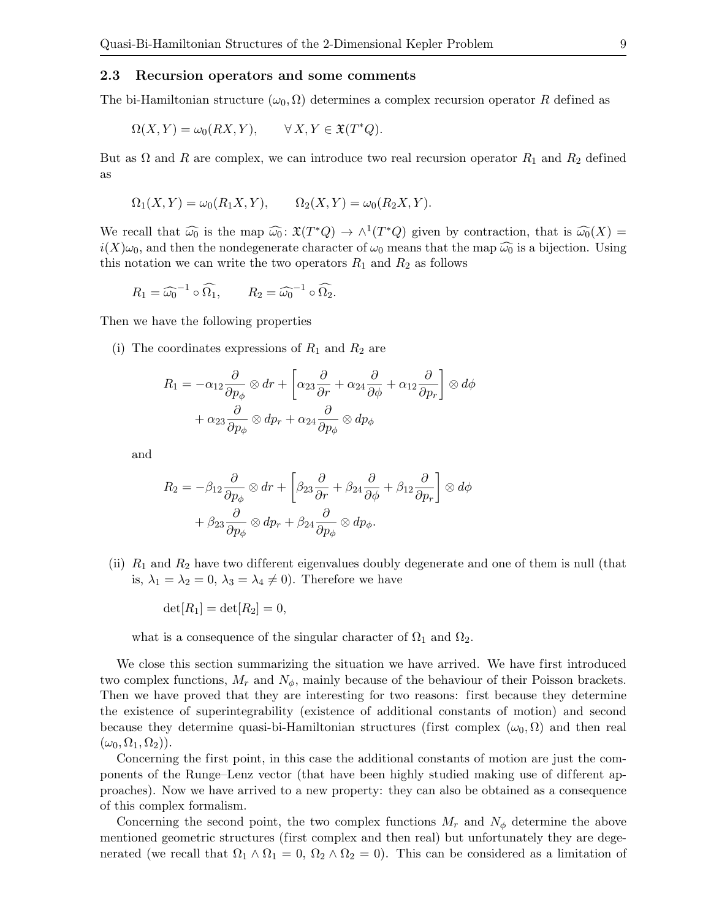### 2.3 Recursion operators and some comments

The bi-Hamiltonian structure $(\omega_0, \Omega)$ determines a complex recursion operator $R$ defined as

$$\Omega(X,Y) = \omega_0(RX,Y), \qquad \forall\, X,Y \in \mathfrak{X}(T^*Q).$$

But as $\Omega$ and $R$ are complex, we can introduce two real recursion operator $R_1$ and $R_2$ defined as

$$\Omega_1(X,Y) = \omega_0(R_1X,Y), \qquad \Omega_2(X,Y) = \omega_0(R_2X,Y).$$

We recall that $\widehat{\omega_0}$ is the map $\widehat{\omega_0}\colon \mathfrak{X}(T^*Q) \to \wedge^1(T^*Q)$ given by contraction, that is $\widehat{\omega_0}(X) = i(X)\omega_0$, and then the nondegenerate character of $\omega_0$ means that the map $\widehat{\omega_0}$ is a bijection. Using this notation we can write the two operators $R_1$ and $R_2$ as follows

$$R_1 = \widehat{\omega_0}^{-1} \circ \widehat{\Omega_1}, \qquad R_2 = \widehat{\omega_0}^{-1} \circ \widehat{\Omega_2}.$$

Then we have the following properties

(i) The coordinates expressions of $R_1$ and $R_2$ are

$$R_1 = -\alpha_{12}\frac{\partial}{\partial p_\phi} \otimes dr + \left[\alpha_{23}\frac{\partial}{\partial r} + \alpha_{24}\frac{\partial}{\partial \phi} + \alpha_{12}\frac{\partial}{\partial p_r}\right] \otimes d\phi + \alpha_{23}\frac{\partial}{\partial p_\phi} \otimes dp_r + \alpha_{24}\frac{\partial}{\partial p_\phi} \otimes dp_\phi$$

and

$$R_2 = -\beta_{12}\frac{\partial}{\partial p_\phi} \otimes dr + \left[\beta_{23}\frac{\partial}{\partial r} + \beta_{24}\frac{\partial}{\partial \phi} + \beta_{12}\frac{\partial}{\partial p_r}\right] \otimes d\phi + \beta_{23}\frac{\partial}{\partial p_\phi} \otimes dp_r + \beta_{24}\frac{\partial}{\partial p_\phi} \otimes dp_\phi.$$

(ii) $R_1$ and $R_2$ have two different eigenvalues doubly degenerate and one of them is null (that is, $\lambda_1 = \lambda_2 = 0$, $\lambda_3 = \lambda_4 \neq 0$). Therefore we have

$$\det[R_1] = \det[R_2] = 0,$$

what is a consequence of the singular character of $\Omega_1$ and $\Omega_2$.

We close this section summarizing the situation we have arrived. We have first introduced two complex functions, $M_r$ and $N_\phi$, mainly because of the behaviour of their Poisson brackets. Then we have proved that they are interesting for two reasons: first because they determine the existence of superintegrability (existence of additional constants of motion) and second because they determine quasi-bi-Hamiltonian structures (first complex $(\omega_0, \Omega)$ and then real $(\omega_0, \Omega_1, \Omega_2)$).

Concerning the first point, in this case the additional constants of motion are just the components of the Runge–Lenz vector (that have been highly studied making use of different approaches). Now we have arrived to a new property: they can also be obtained as a consequence of this complex formalism.

Concerning the second point, the two complex functions $M_r$ and $N_\phi$ determine the above mentioned geometric structures (first complex and then real) but unfortunately they are degenerated (we recall that $\Omega_1 \wedge \Omega_1 = 0$, $\Omega_2 \wedge \Omega_2 = 0$). This can be considered as a limitation of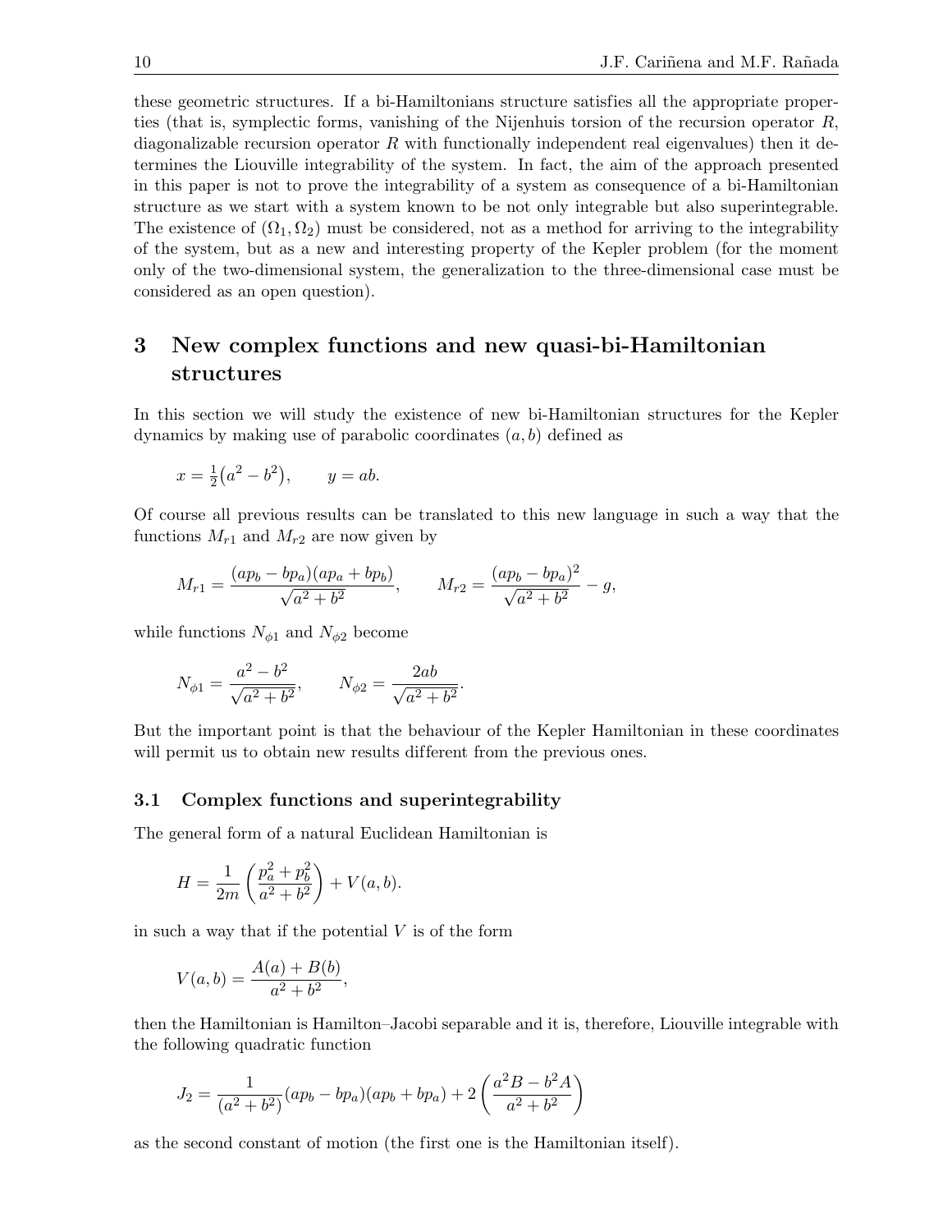these geometric structures. If a bi-Hamiltonians structure satisfies all the appropriate properties (that is, symplectic forms, vanishing of the Nijenhuis torsion of the recursion operator $R$, diagonalizable recursion operator $R$ with functionally independent real eigenvalues) then it determines the Liouville integrability of the system. In fact, the aim of the approach presented in this paper is not to prove the integrability of a system as consequence of a bi-Hamiltonian structure as we start with a system known to be not only integrable but also superintegrable. The existence of $(\Omega_1, \Omega_2)$ must be considered, not as a method for arriving to the integrability of the system, but as a new and interesting property of the Kepler problem (for the moment only of the two-dimensional system, the generalization to the three-dimensional case must be considered as an open question).

## 3 New complex functions and new quasi-bi-Hamiltonian structures

In this section we will study the existence of new bi-Hamiltonian structures for the Kepler dynamics by making use of parabolic coordinates $(a, b)$ defined as

$$x = \tfrac{1}{2}\big(a^2 - b^2\big), \qquad y = ab.$$

Of course all previous results can be translated to this new language in such a way that the functions $M_{r1}$ and $M_{r2}$ are now given by

$$M_{r1} = \frac{(ap_b - bp_a)(ap_a + bp_b)}{\sqrt{a^2 + b^2}}, \qquad M_{r2} = \frac{(ap_b - bp_a)^2}{\sqrt{a^2 + b^2}} - g,$$

while functions $N_{\phi 1}$ and $N_{\phi 2}$ become

$$N_{\phi 1} = \frac{a^2 - b^2}{\sqrt{a^2 + b^2}}, \qquad N_{\phi 2} = \frac{2ab}{\sqrt{a^2 + b^2}}.$$

But the important point is that the behaviour of the Kepler Hamiltonian in these coordinates will permit us to obtain new results different from the previous ones.

### 3.1 Complex functions and superintegrability

The general form of a natural Euclidean Hamiltonian is

$$H = \frac{1}{2m}\left(\frac{p_a^2 + p_b^2}{a^2 + b^2}\right) + V(a, b).$$

in such a way that if the potential $V$ is of the form

$$V(a, b) = \frac{A(a) + B(b)}{a^2 + b^2},$$

then the Hamiltonian is Hamilton–Jacobi separable and it is, therefore, Liouville integrable with the following quadratic function

$$J_2 = \frac{1}{(a^2 + b^2)}(ap_b - bp_a)(ap_b + bp_a) + 2\left(\frac{a^2 B - b^2 A}{a^2 + b^2}\right)$$

as the second constant of motion (the first one is the Hamiltonian itself).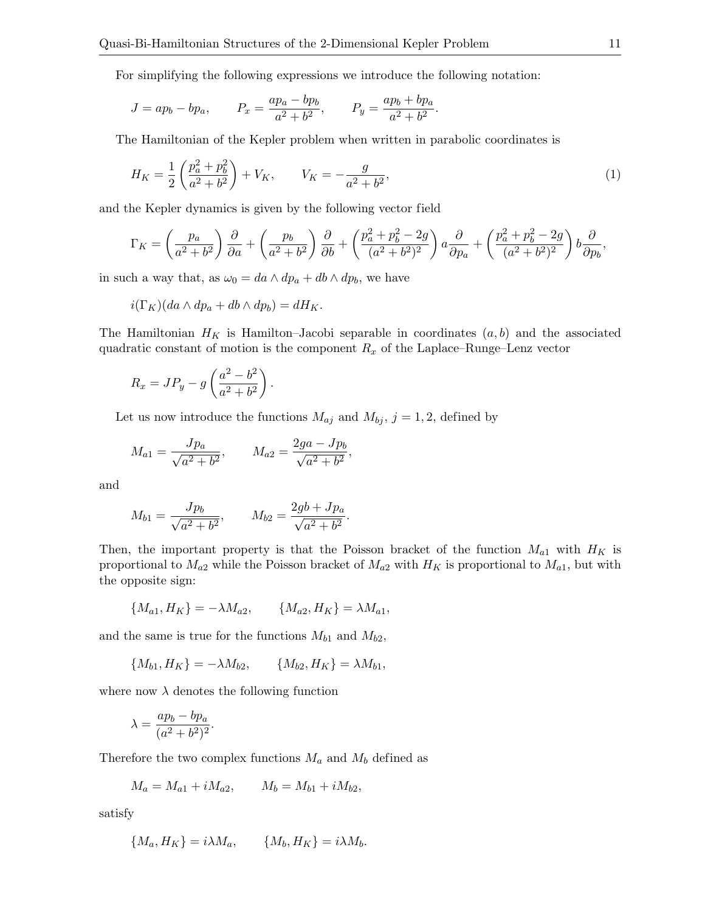For simplifying the following expressions we introduce the following notation:

$$J = ap_b - bp_a, \qquad P_x = \frac{ap_a - bp_b}{a^2 + b^2}, \qquad P_y = \frac{ap_b + bp_a}{a^2 + b^2}.$$

The Hamiltonian of the Kepler problem when written in parabolic coordinates is

$$H_K = \frac{1}{2}\left(\frac{p_a^2 + p_b^2}{a^2 + b^2}\right) + V_K, \qquad V_K = -\frac{g}{a^2 + b^2}, \tag{1}$$

and the Kepler dynamics is given by the following vector field

$$\Gamma_K = \left(\frac{p_a}{a^2 + b^2}\right)\frac{\partial}{\partial a} + \left(\frac{p_b}{a^2 + b^2}\right)\frac{\partial}{\partial b} + \left(\frac{p_a^2 + p_b^2 - 2g}{(a^2 + b^2)^2}\right) a\frac{\partial}{\partial p_a} + \left(\frac{p_a^2 + p_b^2 - 2g}{(a^2 + b^2)^2}\right) b\frac{\partial}{\partial p_b},$$

in such a way that, as $\omega_0 = da \wedge dp_a + db \wedge dp_b$, we have

$$i(\Gamma_K)(da \wedge dp_a + db \wedge dp_b) = dH_K.$$

The Hamiltonian $H_K$ is Hamilton–Jacobi separable in coordinates $(a, b)$ and the associated quadratic constant of motion is the component $R_x$ of the Laplace–Runge–Lenz vector

$$R_x = JP_y - g\left(\frac{a^2 - b^2}{a^2 + b^2}\right).$$

Let us now introduce the functions $M_{aj}$ and $M_{bj}$, $j = 1, 2$, defined by

$$M_{a1} = \frac{Jp_a}{\sqrt{a^2 + b^2}}, \qquad M_{a2} = \frac{2ga - Jp_b}{\sqrt{a^2 + b^2}},$$

and

$$M_{b1} = \frac{Jp_b}{\sqrt{a^2 + b^2}}, \qquad M_{b2} = \frac{2gb + Jp_a}{\sqrt{a^2 + b^2}}.$$

Then, the important property is that the Poisson bracket of the function $M_{a1}$ with $H_K$ is proportional to $M_{a2}$ while the Poisson bracket of $M_{a2}$ with $H_K$ is proportional to $M_{a1}$, but with the opposite sign:

$$\{M_{a1}, H_K\} = -\lambda M_{a2}, \qquad \{M_{a2}, H_K\} = \lambda M_{a1},$$

and the same is true for the functions $M_{b1}$ and $M_{b2}$,

$$\{M_{b1}, H_K\} = -\lambda M_{b2}, \qquad \{M_{b2}, H_K\} = \lambda M_{b1},$$

where now $\lambda$ denotes the following function

$$\lambda = \frac{ap_b - bp_a}{(a^2 + b^2)^2}.$$

Therefore the two complex functions $M_a$ and $M_b$ defined as

$$M_a = M_{a1} + iM_{a2}, \qquad M_b = M_{b1} + iM_{b2},$$

satisfy

$$\{M_a, H_K\} = i\lambda M_a, \qquad \{M_b, H_K\} = i\lambda M_b.$$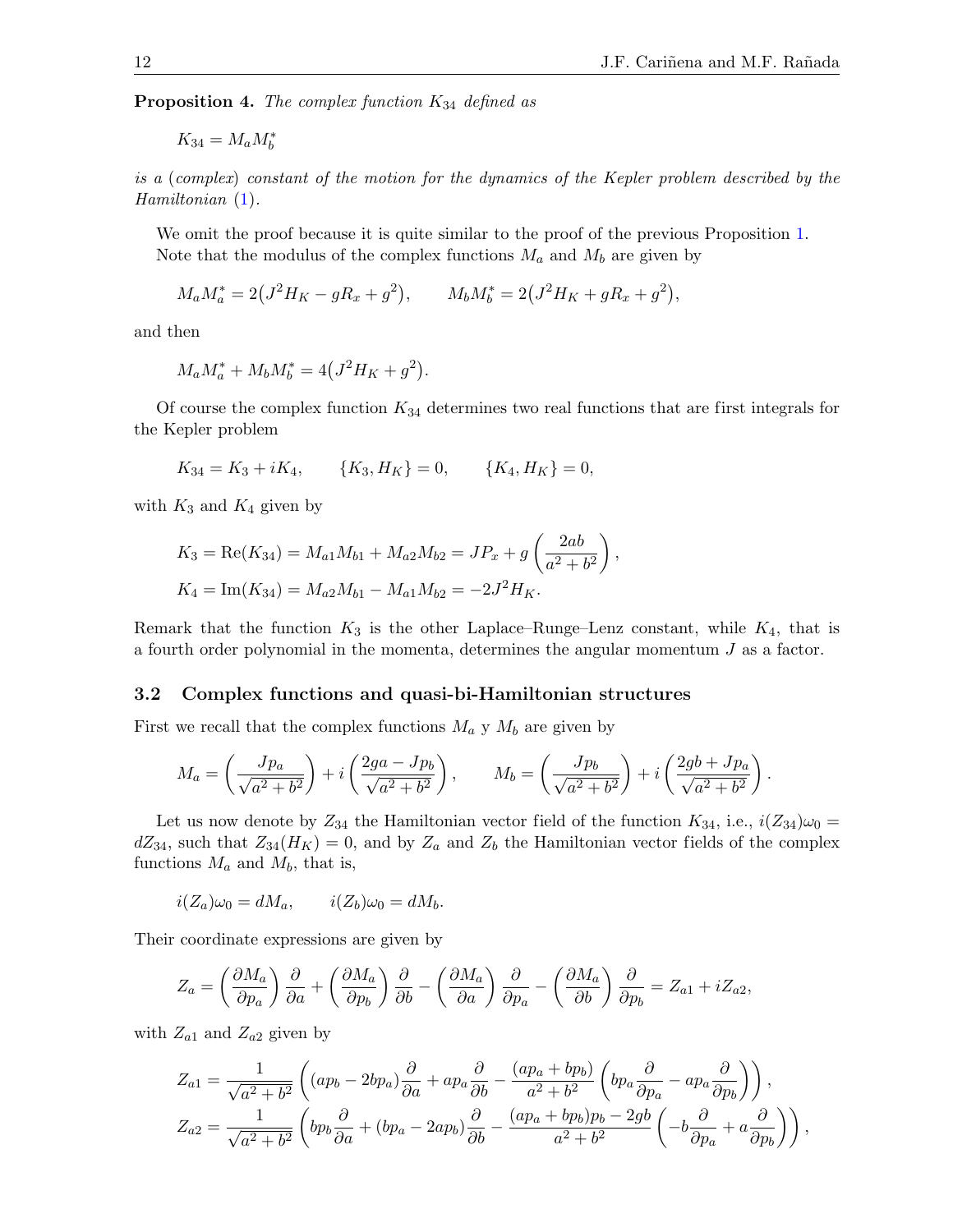**Proposition 4.** *The complex function $K_{34}$ defined as*

$$K_{34} = M_a M_b^*$$

*is a (complex) constant of the motion for the dynamics of the Kepler problem described by the Hamiltonian* (1).

We omit the proof because it is quite similar to the proof of the previous Proposition 1. Note that the modulus of the complex functions $M_a$ and $M_b$ are given by

$$M_a M_a^* = 2\big(J^2 H_K - gR_x + g^2\big), \qquad M_b M_b^* = 2\big(J^2 H_K + gR_x + g^2\big),$$

and then

$$M_a M_a^* + M_b M_b^* = 4\big(J^2 H_K + g^2\big).$$

Of course the complex function $K_{34}$ determines two real functions that are first integrals for the Kepler problem

$$K_{34} = K_3 + iK_4, \qquad \{K_3, H_K\} = 0, \qquad \{K_4, H_K\} = 0,$$

with $K_3$ and $K_4$ given by

$$K_3 = \mathrm{Re}(K_{34}) = M_{a1}M_{b1} + M_{a2}M_{b2} = JP_x + g\left(\frac{2ab}{a^2+b^2}\right),$$
$$K_4 = \mathrm{Im}(K_{34}) = M_{a2}M_{b1} - M_{a1}M_{b2} = -2J^2 H_K.$$

Remark that the function $K_3$ is the other Laplace–Runge–Lenz constant, while $K_4$, that is a fourth order polynomial in the momenta, determines the angular momentum $J$ as a factor.

### 3.2 Complex functions and quasi-bi-Hamiltonian structures

First we recall that the complex functions $M_a$ y $M_b$ are given by

$$M_a = \left(\frac{Jp_a}{\sqrt{a^2+b^2}}\right) + i\left(\frac{2ga - Jp_b}{\sqrt{a^2+b^2}}\right), \qquad M_b = \left(\frac{Jp_b}{\sqrt{a^2+b^2}}\right) + i\left(\frac{2gb + Jp_a}{\sqrt{a^2+b^2}}\right).$$

Let us now denote by $Z_{34}$ the Hamiltonian vector field of the function $K_{34}$, i.e., $i(Z_{34})\omega_0 = dZ_{34}$, such that $Z_{34}(H_K) = 0$, and by $Z_a$ and $Z_b$ the Hamiltonian vector fields of the complex functions $M_a$ and $M_b$, that is,

$$i(Z_a)\omega_0 = dM_a, \qquad i(Z_b)\omega_0 = dM_b.$$

Their coordinate expressions are given by

$$Z_a = \left(\frac{\partial M_a}{\partial p_a}\right)\frac{\partial}{\partial a} + \left(\frac{\partial M_a}{\partial p_b}\right)\frac{\partial}{\partial b} - \left(\frac{\partial M_a}{\partial a}\right)\frac{\partial}{\partial p_a} - \left(\frac{\partial M_a}{\partial b}\right)\frac{\partial}{\partial p_b} = Z_{a1} + iZ_{a2},$$

with $Z_{a1}$ and $Z_{a2}$ given by

$$Z_{a1} = \frac{1}{\sqrt{a^2+b^2}}\left((ap_b - 2bp_a)\frac{\partial}{\partial a} + ap_a\frac{\partial}{\partial b} - \frac{(ap_a + bp_b)}{a^2+b^2}\left(bp_a\frac{\partial}{\partial p_a} - ap_a\frac{\partial}{\partial p_b}\right)\right),$$
$$Z_{a2} = \frac{1}{\sqrt{a^2+b^2}}\left(bp_b\frac{\partial}{\partial a} + (bp_a - 2ap_b)\frac{\partial}{\partial b} - \frac{(ap_a + bp_b)p_b - 2gb}{a^2+b^2}\left(-b\frac{\partial}{\partial p_a} + a\frac{\partial}{\partial p_b}\right)\right),$$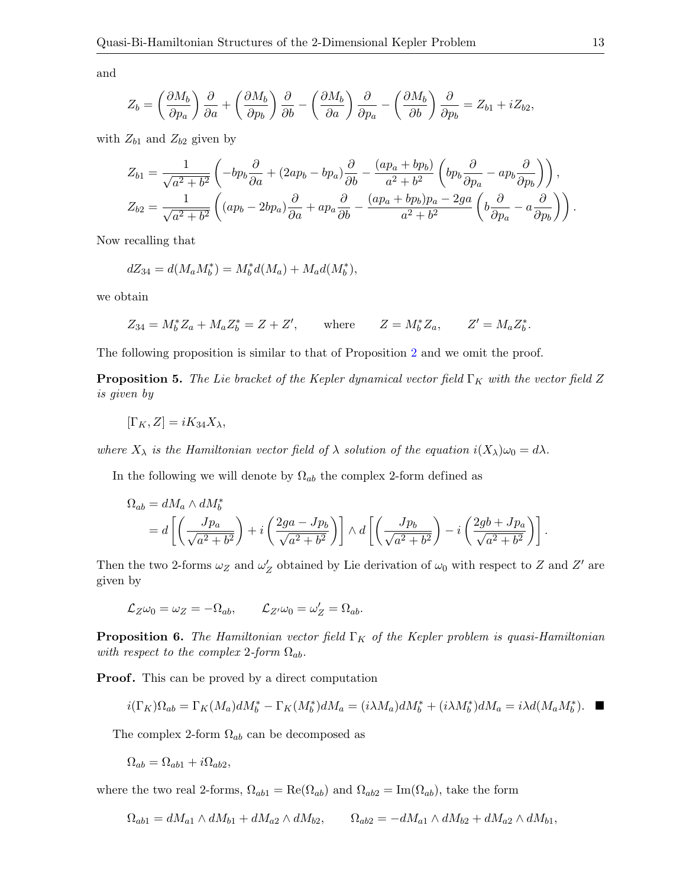and

$$
Z_b = \left(\frac{\partial M_b}{\partial p_a}\right)\frac{\partial}{\partial a} + \left(\frac{\partial M_b}{\partial p_b}\right)\frac{\partial}{\partial b} - \left(\frac{\partial M_b}{\partial a}\right)\frac{\partial}{\partial p_a} - \left(\frac{\partial M_b}{\partial b}\right)\frac{\partial}{\partial p_b} = Z_{b1} + iZ_{b2},
$$

with $Z_{b1}$ and $Z_{b2}$ given by

$$
\begin{aligned}
Z_{b1} &= \frac{1}{\sqrt{a^2+b^2}}\left(-bp_b\frac{\partial}{\partial a} + (2ap_b - bp_a)\frac{\partial}{\partial b} - \frac{(ap_a+bp_b)}{a^2+b^2}\left(bp_b\frac{\partial}{\partial p_a} - ap_b\frac{\partial}{\partial p_b}\right)\right),\\
Z_{b2} &= \frac{1}{\sqrt{a^2+b^2}}\left((ap_b - 2bp_a)\frac{\partial}{\partial a} + ap_a\frac{\partial}{\partial b} - \frac{(ap_a+bp_b)p_a - 2ga}{a^2+b^2}\left(b\frac{\partial}{\partial p_a} - a\frac{\partial}{\partial p_b}\right)\right).
\end{aligned}
$$

Now recalling that

$$
dZ_{34} = d(M_a M_b^*) = M_b^* d(M_a) + M_a d(M_b^*),
$$

we obtain

$$
Z_{34} = M_b^* Z_a + M_a Z_b^* = Z + Z', \qquad \text{where} \qquad Z = M_b^* Z_a, \qquad Z' = M_a Z_b^*.
$$

The following proposition is similar to that of Proposition 2 and we omit the proof.

**Proposition 5.** *The Lie bracket of the Kepler dynamical vector field $\Gamma_K$ with the vector field $Z$ is given by*

$$
[\Gamma_K, Z] = iK_{34}X_\lambda,
$$

*where $X_\lambda$ is the Hamiltonian vector field of $\lambda$ solution of the equation $i(X_\lambda)\omega_0 = d\lambda$.*

In the following we will denote by $\Omega_{ab}$ the complex 2-form defined as

$$
\begin{aligned}
\Omega_{ab} &= dM_a \wedge dM_b^*\\
&= d\left[\left(\frac{Jp_a}{\sqrt{a^2+b^2}}\right) + i\left(\frac{2ga - Jp_b}{\sqrt{a^2+b^2}}\right)\right] \wedge d\left[\left(\frac{Jp_b}{\sqrt{a^2+b^2}}\right) - i\left(\frac{2gb + Jp_a}{\sqrt{a^2+b^2}}\right)\right].
\end{aligned}
$$

Then the two 2-forms $\omega_Z$ and $\omega_Z'$ obtained by Lie derivation of $\omega_0$ with respect to $Z$ and $Z'$ are given by

$$
\mathcal{L}_Z\omega_0 = \omega_Z = -\Omega_{ab}, \qquad \mathcal{L}_{Z'}\omega_0 = \omega_Z' = \Omega_{ab}.
$$

**Proposition 6.** *The Hamiltonian vector field $\Gamma_K$ of the Kepler problem is quasi-Hamiltonian with respect to the complex 2-form $\Omega_{ab}$.*

**Proof.** This can be proved by a direct computation

$$
i(\Gamma_K)\Omega_{ab} = \Gamma_K(M_a)dM_b^* - \Gamma_K(M_b^*)dM_a = (i\lambda M_a)dM_b^* + (i\lambda M_b^*)dM_a = i\lambda d(M_a M_b^*). \quad \blacksquare
$$

The complex 2-form $\Omega_{ab}$ can be decomposed as

$$
\Omega_{ab} = \Omega_{ab1} + i\Omega_{ab2},
$$

where the two real 2-forms, $\Omega_{ab1} = \mathrm{Re}(\Omega_{ab})$ and $\Omega_{ab2} = \mathrm{Im}(\Omega_{ab})$, take the form

$$
\Omega_{ab1} = dM_{a1} \wedge dM_{b1} + dM_{a2} \wedge dM_{b2}, \qquad \Omega_{ab2} = -dM_{a1} \wedge dM_{b2} + dM_{a2} \wedge dM_{b1},
$$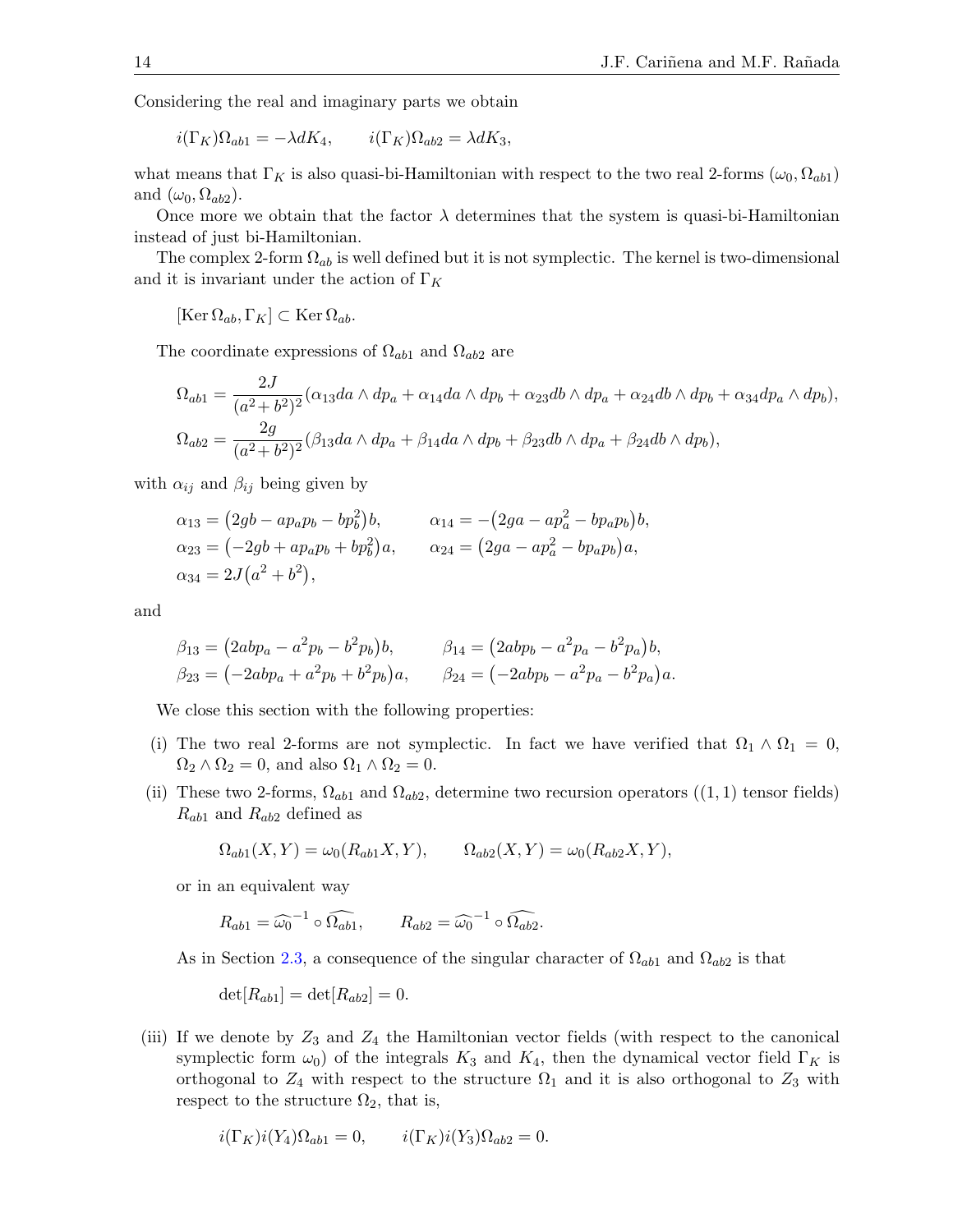Considering the real and imaginary parts we obtain

$$i(\Gamma_K)\Omega_{ab1} = -\lambda dK_4, \qquad i(\Gamma_K)\Omega_{ab2} = \lambda dK_3,$$

what means that $\Gamma_K$ is also quasi-bi-Hamiltonian with respect to the two real 2-forms $(\omega_0, \Omega_{ab1})$ and $(\omega_0, \Omega_{ab2})$.

Once more we obtain that the factor $\lambda$ determines that the system is quasi-bi-Hamiltonian instead of just bi-Hamiltonian.

The complex 2-form $\Omega_{ab}$ is well defined but it is not symplectic. The kernel is two-dimensional and it is invariant under the action of $\Gamma_K$

$$[\operatorname{Ker}\Omega_{ab}, \Gamma_K] \subset \operatorname{Ker}\Omega_{ab}.$$

The coordinate expressions of $\Omega_{ab1}$ and $\Omega_{ab2}$ are

$$\Omega_{ab1} = \frac{2J}{(a^2+b^2)^2}(\alpha_{13}da\wedge dp_a + \alpha_{14}da\wedge dp_b + \alpha_{23}db\wedge dp_a + \alpha_{24}db\wedge dp_b + \alpha_{34}dp_a\wedge dp_b),$$

$$\Omega_{ab2} = \frac{2g}{(a^2+b^2)^2}(\beta_{13}da\wedge dp_a + \beta_{14}da\wedge dp_b + \beta_{23}db\wedge dp_a + \beta_{24}db\wedge dp_b),$$

with $\alpha_{ij}$ and $\beta_{ij}$ being given by

$$\alpha_{13} = \big(2gb - ap_ap_b - bp_b^2\big)b, \qquad \alpha_{14} = -\big(2ga - ap_a^2 - bp_ap_b\big)b,$$
$$\alpha_{23} = \big(-2gb + ap_ap_b + bp_b^2\big)a, \qquad \alpha_{24} = \big(2ga - ap_a^2 - bp_ap_b\big)a,$$
$$\alpha_{34} = 2J\big(a^2+b^2\big),$$

and

$$\beta_{13} = \big(2abp_a - a^2p_b - b^2p_b\big)b, \qquad \beta_{14} = \big(2abp_b - a^2p_a - b^2p_a\big)b,$$
$$\beta_{23} = \big(-2abp_a + a^2p_b + b^2p_b\big)a, \qquad \beta_{24} = \big(-2abp_b - a^2p_a - b^2p_a\big)a.$$

We close this section with the following properties:

(i) The two real 2-forms are not symplectic. In fact we have verified that $\Omega_1\wedge\Omega_1 = 0$, $\Omega_2\wedge\Omega_2 = 0$, and also $\Omega_1\wedge\Omega_2 = 0$.

(ii) These two 2-forms, $\Omega_{ab1}$ and $\Omega_{ab2}$, determine two recursion operators ($(1,1)$ tensor fields) $R_{ab1}$ and $R_{ab2}$ defined as

$$\Omega_{ab1}(X,Y) = \omega_0(R_{ab1}X,Y), \qquad \Omega_{ab2}(X,Y) = \omega_0(R_{ab2}X,Y),$$

or in an equivalent way

$$R_{ab1} = \widehat{\omega_0}^{-1}\circ\widehat{\Omega_{ab1}}, \qquad R_{ab2} = \widehat{\omega_0}^{-1}\circ\widehat{\Omega_{ab2}}.$$

As in Section 2.3, a consequence of the singular character of $\Omega_{ab1}$ and $\Omega_{ab2}$ is that

$$\det[R_{ab1}] = \det[R_{ab2}] = 0.$$

(iii) If we denote by $Z_3$ and $Z_4$ the Hamiltonian vector fields (with respect to the canonical symplectic form $\omega_0$) of the integrals $K_3$ and $K_4$, then the dynamical vector field $\Gamma_K$ is orthogonal to $Z_4$ with respect to the structure $\Omega_1$ and it is also orthogonal to $Z_3$ with respect to the structure $\Omega_2$, that is,

$$i(\Gamma_K)i(Y_4)\Omega_{ab1} = 0, \qquad i(\Gamma_K)i(Y_3)\Omega_{ab2} = 0.$$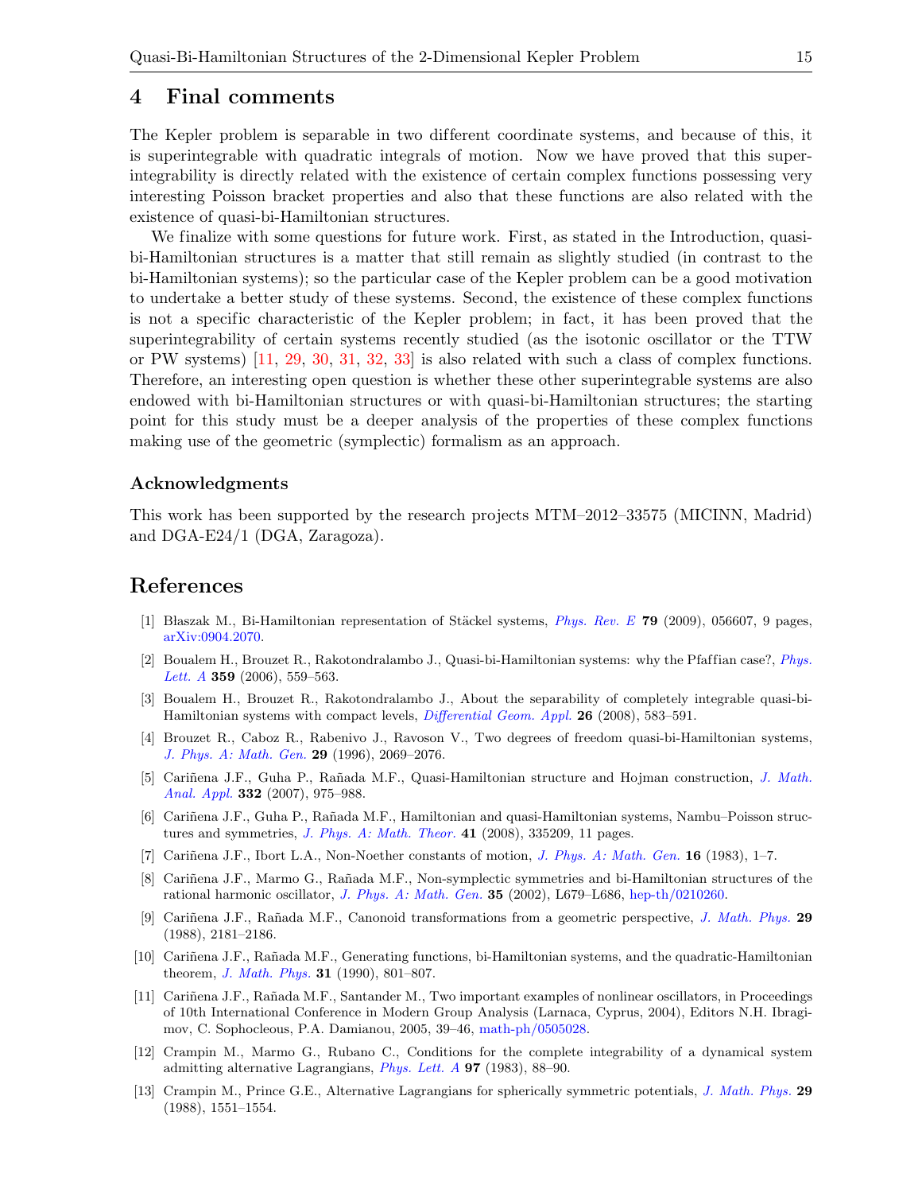## 4 Final comments

The Kepler problem is separable in two different coordinate systems, and because of this, it is superintegrable with quadratic integrals of motion. Now we have proved that this superintegrability is directly related with the existence of certain complex functions possessing very interesting Poisson bracket properties and also that these functions are also related with the existence of quasi-bi-Hamiltonian structures.

We finalize with some questions for future work. First, as stated in the Introduction, quasi-bi-Hamiltonian structures is a matter that still remain as slightly studied (in contrast to the bi-Hamiltonian systems); so the particular case of the Kepler problem can be a good motivation to undertake a better study of these systems. Second, the existence of these complex functions is not a specific characteristic of the Kepler problem; in fact, it has been proved that the superintegrability of certain systems recently studied (as the isotonic oscillator or the TTW or PW systems) [11, 29, 30, 31, 32, 33] is also related with such a class of complex functions. Therefore, an interesting open question is whether these other superintegrable systems are also endowed with bi-Hamiltonian structures or with quasi-bi-Hamiltonian structures; the starting point for this study must be a deeper analysis of the properties of these complex functions making use of the geometric (symplectic) formalism as an approach.

### Acknowledgments

This work has been supported by the research projects MTM–2012–33575 (MICINN, Madrid) and DGA-E24/1 (DGA, Zaragoza).

## References

[1] Błaszak M., Bi-Hamiltonian representation of Stäckel systems, *Phys. Rev. E* **79** (2009), 056607, 9 pages, arXiv:0904.2070.

[2] Boualem H., Brouzet R., Rakotondralambo J., Quasi-bi-Hamiltonian systems: why the Pfaffian case?, *Phys. Lett. A* **359** (2006), 559–563.

[3] Boualem H., Brouzet R., Rakotondralambo J., About the separability of completely integrable quasi-bi-Hamiltonian systems with compact levels, *Differential Geom. Appl.* **26** (2008), 583–591.

[4] Brouzet R., Caboz R., Rabenivo J., Ravoson V., Two degrees of freedom quasi-bi-Hamiltonian systems, *J. Phys. A: Math. Gen.* **29** (1996), 2069–2076.

[5] Cariñena J.F., Guha P., Rañada M.F., Quasi-Hamiltonian structure and Hojman construction, *J. Math. Anal. Appl.* **332** (2007), 975–988.

[6] Cariñena J.F., Guha P., Rañada M.F., Hamiltonian and quasi-Hamiltonian systems, Nambu–Poisson structures and symmetries, *J. Phys. A: Math. Theor.* **41** (2008), 335209, 11 pages.

[7] Cariñena J.F., Ibort L.A., Non-Noether constants of motion, *J. Phys. A: Math. Gen.* **16** (1983), 1–7.

[8] Cariñena J.F., Marmo G., Rañada M.F., Non-symplectic symmetries and bi-Hamiltonian structures of the rational harmonic oscillator, *J. Phys. A: Math. Gen.* **35** (2002), L679–L686, hep-th/0210260.

[9] Cariñena J.F., Rañada M.F., Canonoid transformations from a geometric perspective, *J. Math. Phys.* **29** (1988), 2181–2186.

[10] Cariñena J.F., Rañada M.F., Generating functions, bi-Hamiltonian systems, and the quadratic-Hamiltonian theorem, *J. Math. Phys.* **31** (1990), 801–807.

[11] Cariñena J.F., Rañada M.F., Santander M., Two important examples of nonlinear oscillators, in Proceedings of 10th International Conference in Modern Group Analysis (Larnaca, Cyprus, 2004), Editors N.H. Ibragimov, C. Sophocleous, P.A. Damianou, 2005, 39–46, math-ph/0505028.

[12] Crampin M., Marmo G., Rubano C., Conditions for the complete integrability of a dynamical system admitting alternative Lagrangians, *Phys. Lett. A* **97** (1983), 88–90.

[13] Crampin M., Prince G.E., Alternative Lagrangians for spherically symmetric potentials, *J. Math. Phys.* **29** (1988), 1551–1554.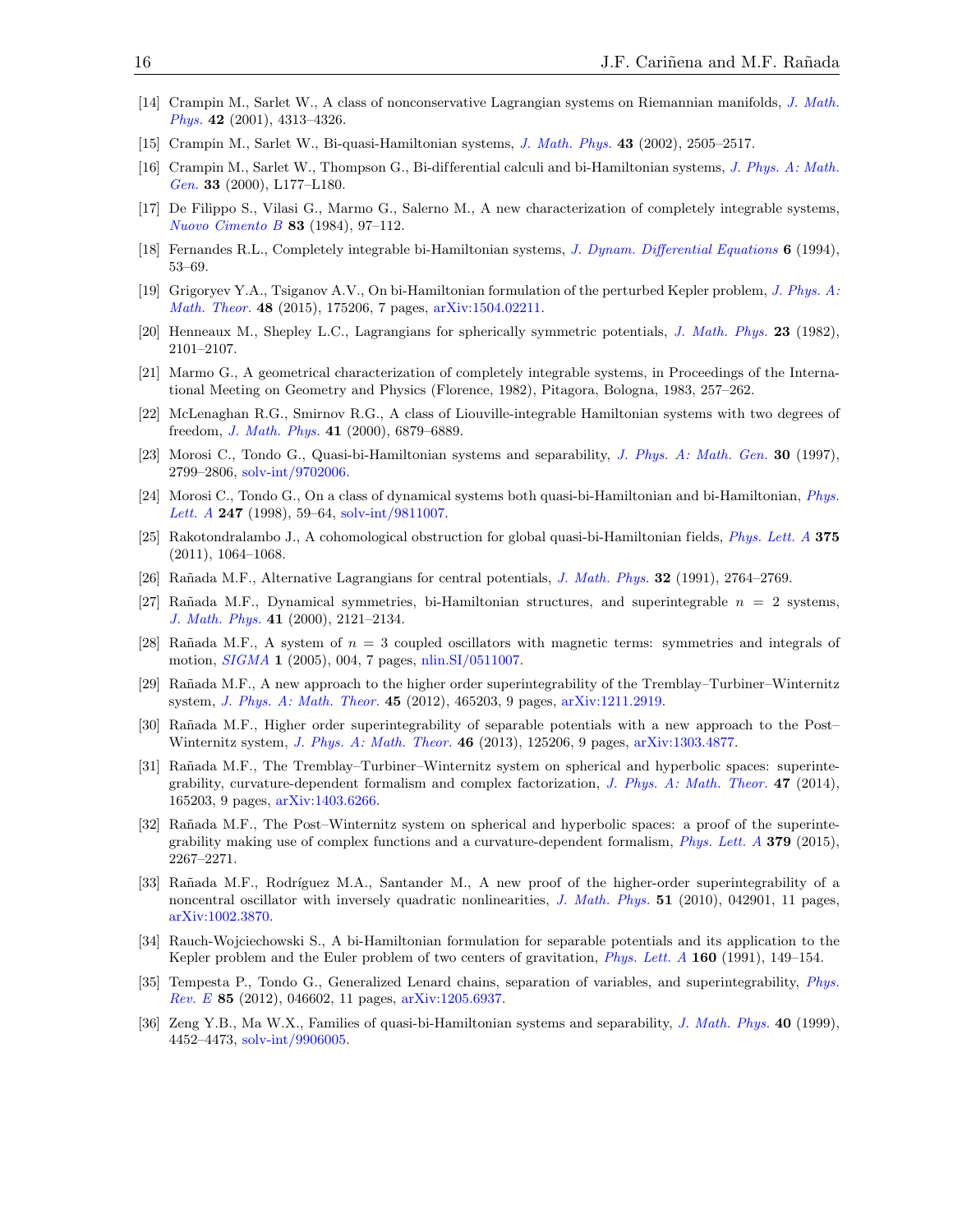[14] Crampin M., Sarlet W., A class of nonconservative Lagrangian systems on Riemannian manifolds, *J. Math. Phys.* **42** (2001), 4313–4326.

[15] Crampin M., Sarlet W., Bi-quasi-Hamiltonian systems, *J. Math. Phys.* **43** (2002), 2505–2517.

[16] Crampin M., Sarlet W., Thompson G., Bi-differential calculi and bi-Hamiltonian systems, *J. Phys. A: Math. Gen.* **33** (2000), L177–L180.

[17] De Filippo S., Vilasi G., Marmo G., Salerno M., A new characterization of completely integrable systems, *Nuovo Cimento B* **83** (1984), 97–112.

[18] Fernandes R.L., Completely integrable bi-Hamiltonian systems, *J. Dynam. Differential Equations* **6** (1994), 53–69.

[19] Grigoryev Y.A., Tsiganov A.V., On bi-Hamiltonian formulation of the perturbed Kepler problem, *J. Phys. A: Math. Theor.* **48** (2015), 175206, 7 pages, arXiv:1504.02211.

[20] Henneaux M., Shepley L.C., Lagrangians for spherically symmetric potentials, *J. Math. Phys.* **23** (1982), 2101–2107.

[21] Marmo G., A geometrical characterization of completely integrable systems, in Proceedings of the International Meeting on Geometry and Physics (Florence, 1982), Pitagora, Bologna, 1983, 257–262.

[22] McLenaghan R.G., Smirnov R.G., A class of Liouville-integrable Hamiltonian systems with two degrees of freedom, *J. Math. Phys.* **41** (2000), 6879–6889.

[23] Morosi C., Tondo G., Quasi-bi-Hamiltonian systems and separability, *J. Phys. A: Math. Gen.* **30** (1997), 2799–2806, solv-int/9702006.

[24] Morosi C., Tondo G., On a class of dynamical systems both quasi-bi-Hamiltonian and bi-Hamiltonian, *Phys. Lett. A* **247** (1998), 59–64, solv-int/9811007.

[25] Rakotondralambo J., A cohomological obstruction for global quasi-bi-Hamiltonian fields, *Phys. Lett. A* **375** (2011), 1064–1068.

[26] Rañada M.F., Alternative Lagrangians for central potentials, *J. Math. Phys.* **32** (1991), 2764–2769.

[27] Rañada M.F., Dynamical symmetries, bi-Hamiltonian structures, and superintegrable $n = 2$ systems, *J. Math. Phys.* **41** (2000), 2121–2134.

[28] Rañada M.F., A system of $n = 3$ coupled oscillators with magnetic terms: symmetries and integrals of motion, *SIGMA* **1** (2005), 004, 7 pages, nlin.SI/0511007.

[29] Rañada M.F., A new approach to the higher order superintegrability of the Tremblay–Turbiner–Winternitz system, *J. Phys. A: Math. Theor.* **45** (2012), 465203, 9 pages, arXiv:1211.2919.

[30] Rañada M.F., Higher order superintegrability of separable potentials with a new approach to the Post–Winternitz system, *J. Phys. A: Math. Theor.* **46** (2013), 125206, 9 pages, arXiv:1303.4877.

[31] Rañada M.F., The Tremblay–Turbiner–Winternitz system on spherical and hyperbolic spaces: superintegrability, curvature-dependent formalism and complex factorization, *J. Phys. A: Math. Theor.* **47** (2014), 165203, 9 pages, arXiv:1403.6266.

[32] Rañada M.F., The Post–Winternitz system on spherical and hyperbolic spaces: a proof of the superintegrability making use of complex functions and a curvature-dependent formalism, *Phys. Lett. A* **379** (2015), 2267–2271.

[33] Rañada M.F., Rodríguez M.A., Santander M., A new proof of the higher-order superintegrability of a noncentral oscillator with inversely quadratic nonlinearities, *J. Math. Phys.* **51** (2010), 042901, 11 pages, arXiv:1002.3870.

[34] Rauch-Wojciechowski S., A bi-Hamiltonian formulation for separable potentials and its application to the Kepler problem and the Euler problem of two centers of gravitation, *Phys. Lett. A* **160** (1991), 149–154.

[35] Tempesta P., Tondo G., Generalized Lenard chains, separation of variables, and superintegrability, *Phys. Rev. E* **85** (2012), 046602, 11 pages, arXiv:1205.6937.

[36] Zeng Y.B., Ma W.X., Families of quasi-bi-Hamiltonian systems and separability, *J. Math. Phys.* **40** (1999), 4452–4473, solv-int/9906005.